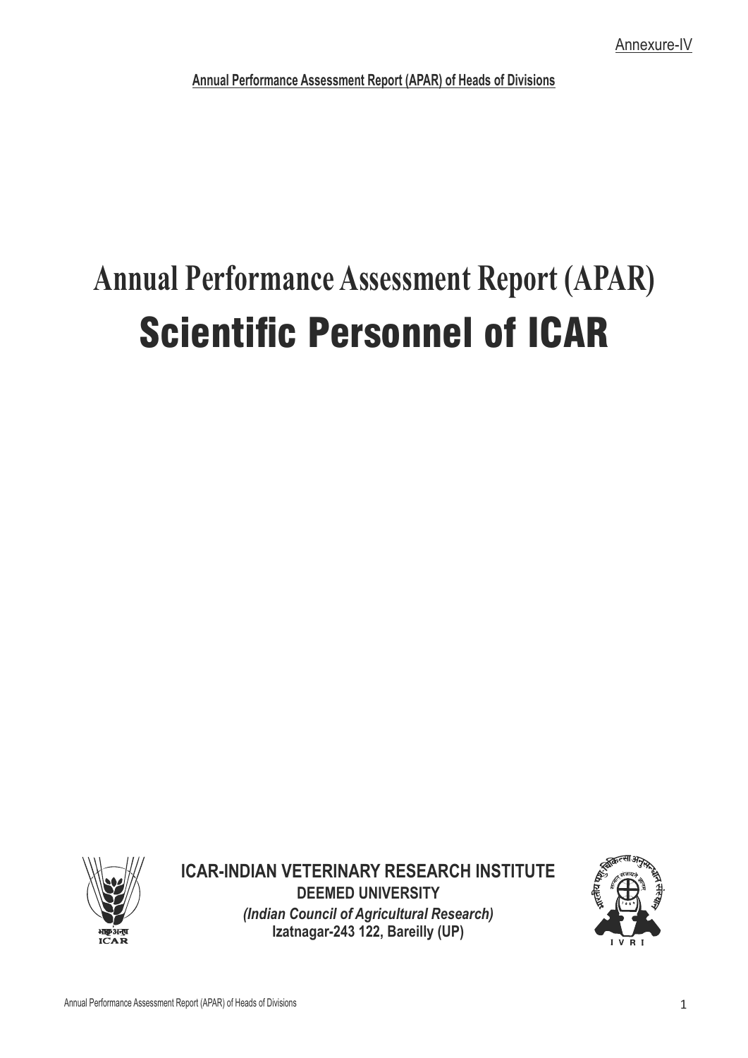Annexure-IV

**Annual Performance Assessment Report (APAR) of Heads of Divisions**

# Annual Performance Assessment Report (APAR)

# Scientific Personnel of ICAR

**ICAR-INDIAN VETERINARY RESEARCH INSTITUTE**

**DEEMED UNIVERSITY**

***(Indian Council of Agricultural Research)***

**Izatnagar-243 122, Bareilly (UP)**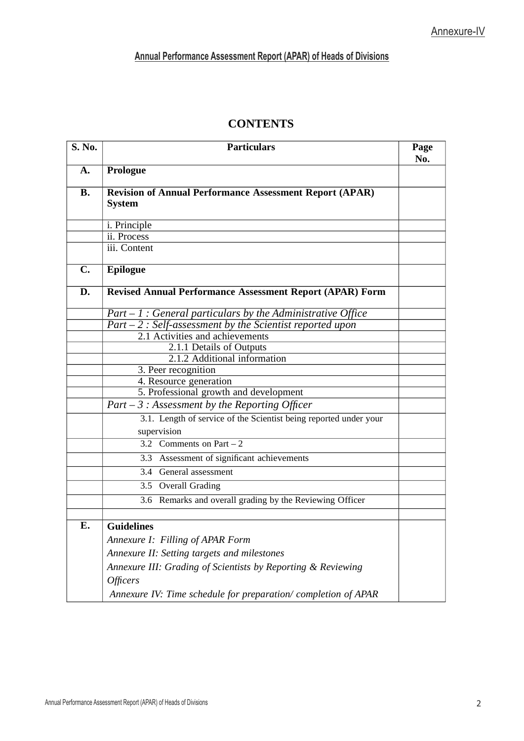Annexure-IV

## Annual Performance Assessment Report (APAR) of Heads of Divisions

## CONTENTS

| S. No. | Particulars | Page No. |
|---|---|---|
| **A.** | **Prologue** | |
| **B.** | **Revision of Annual Performance Assessment Report (APAR) System** | |
| | i. Principle | |
| | ii. Process | |
| | iii. Content | |
| **C.** | **Epilogue** | |
| **D.** | **Revised Annual Performance Assessment Report (APAR) Form** | |
| | *Part – 1 : General particulars by the Administrative Office* | |
| | *Part – 2 : Self-assessment by the Scientist reported upon* | |
| | 2.1 Activities and achievements | |
| | 2.1.1 Details of Outputs | |
| | 2.1.2 Additional information | |
| | 3. Peer recognition | |
| | 4. Resource generation | |
| | 5. Professional growth and development | |
| | *Part – 3 : Assessment by the Reporting Officer* | |
| | 3.1. Length of service of the Scientist being reported under your supervision | |
| | 3.2 Comments on Part – 2 | |
| | 3.3 Assessment of significant achievements | |
| | 3.4 General assessment | |
| | 3.5 Overall Grading | |
| | 3.6 Remarks and overall grading by the Reviewing Officer | |
| | | |
| **E.** | **Guidelines**<br>*Annexure I: Filling of APAR Form*<br>*Annexure II: Setting targets and milestones*<br>*Annexure III: Grading of Scientists by Reporting & Reviewing Officers*<br>*Annexure IV: Time schedule for preparation/ completion of APAR* | |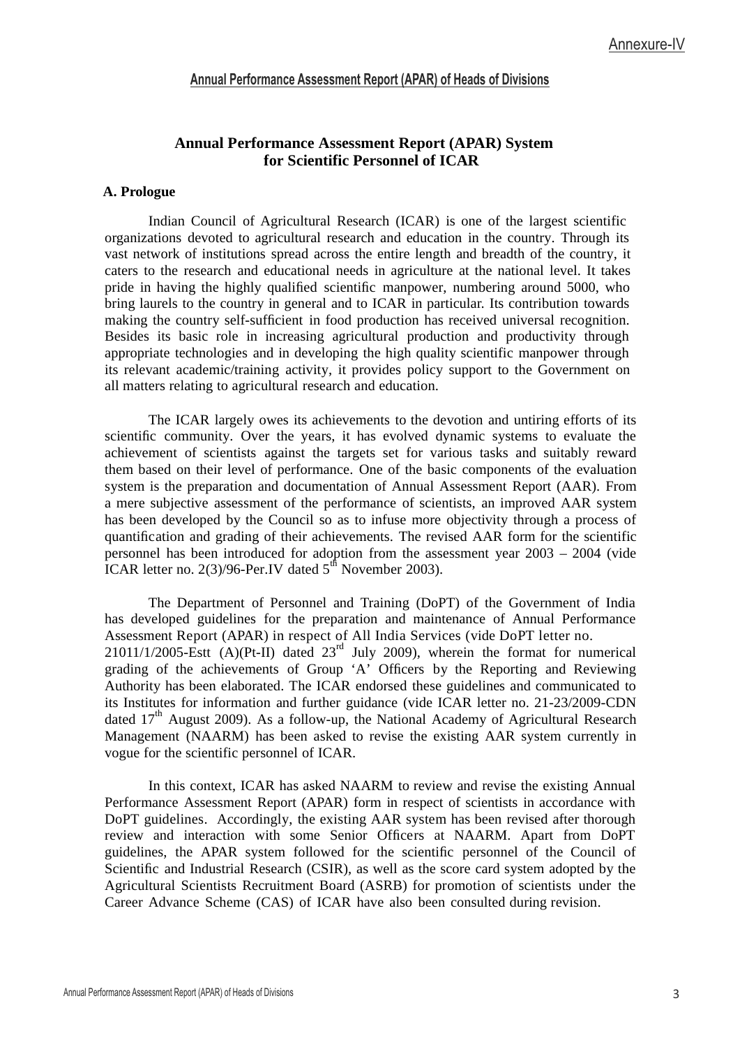Annexure-IV

**Annual Performance Assessment Report (APAR) of Heads of Divisions**

## Annual Performance Assessment Report (APAR) System for Scientific Personnel of ICAR

### A. Prologue

Indian Council of Agricultural Research (ICAR) is one of the largest scientific organizations devoted to agricultural research and education in the country. Through its vast network of institutions spread across the entire length and breadth of the country, it caters to the research and educational needs in agriculture at the national level. It takes pride in having the highly qualified scientific manpower, numbering around 5000, who bring laurels to the country in general and to ICAR in particular. Its contribution towards making the country self-sufficient in food production has received universal recognition. Besides its basic role in increasing agricultural production and productivity through appropriate technologies and in developing the high quality scientific manpower through its relevant academic/training activity, it provides policy support to the Government on all matters relating to agricultural research and education.

The ICAR largely owes its achievements to the devotion and untiring efforts of its scientific community. Over the years, it has evolved dynamic systems to evaluate the achievement of scientists against the targets set for various tasks and suitably reward them based on their level of performance. One of the basic components of the evaluation system is the preparation and documentation of Annual Assessment Report (AAR). From a mere subjective assessment of the performance of scientists, an improved AAR system has been developed by the Council so as to infuse more objectivity through a process of quantification and grading of their achievements. The revised AAR form for the scientific personnel has been introduced for adoption from the assessment year 2003 – 2004 (vide ICAR letter no. 2(3)/96-Per.IV dated 5th November 2003).

The Department of Personnel and Training (DoPT) of the Government of India has developed guidelines for the preparation and maintenance of Annual Performance Assessment Report (APAR) in respect of All India Services (vide DoPT letter no. 21011/1/2005-Estt (A)(Pt-II) dated 23rd July 2009), wherein the format for numerical grading of the achievements of Group 'A' Officers by the Reporting and Reviewing Authority has been elaborated. The ICAR endorsed these guidelines and communicated to its Institutes for information and further guidance (vide ICAR letter no. 21-23/2009-CDN dated 17th August 2009). As a follow-up, the National Academy of Agricultural Research Management (NAARM) has been asked to revise the existing AAR system currently in vogue for the scientific personnel of ICAR.

In this context, ICAR has asked NAARM to review and revise the existing Annual Performance Assessment Report (APAR) form in respect of scientists in accordance with DoPT guidelines. Accordingly, the existing AAR system has been revised after thorough review and interaction with some Senior Officers at NAARM. Apart from DoPT guidelines, the APAR system followed for the scientific personnel of the Council of Scientific and Industrial Research (CSIR), as well as the score card system adopted by the Agricultural Scientists Recruitment Board (ASRB) for promotion of scientists under the Career Advance Scheme (CAS) of ICAR have also been consulted during revision.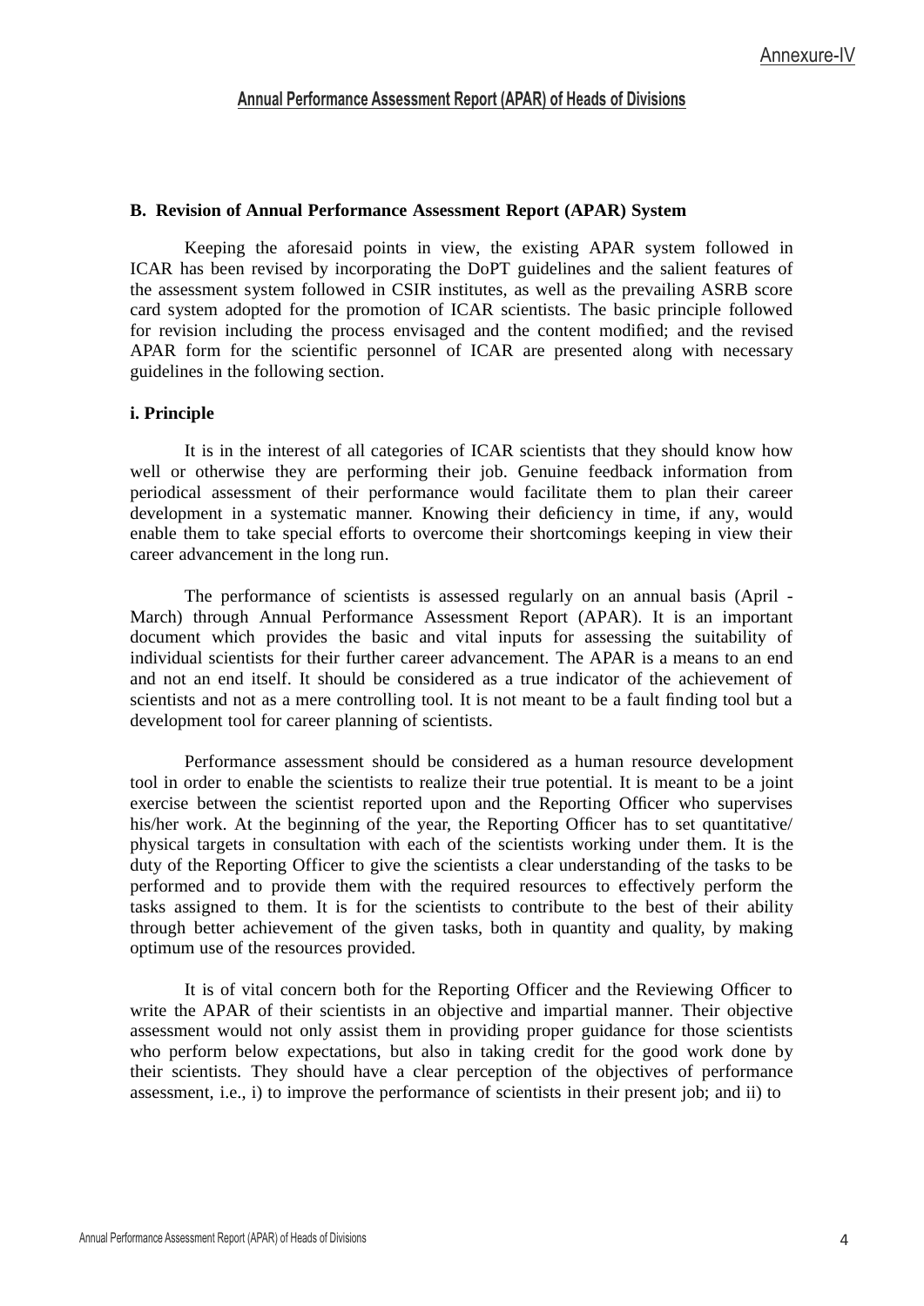## B. Revision of Annual Performance Assessment Report (APAR) System

Keeping the aforesaid points in view, the existing APAR system followed in ICAR has been revised by incorporating the DoPT guidelines and the salient features of the assessment system followed in CSIR institutes, as well as the prevailing ASRB score card system adopted for the promotion of ICAR scientists. The basic principle followed for revision including the process envisaged and the content modified; and the revised APAR form for the scientific personnel of ICAR are presented along with necessary guidelines in the following section.

### i. Principle

It is in the interest of all categories of ICAR scientists that they should know how well or otherwise they are performing their job. Genuine feedback information from periodical assessment of their performance would facilitate them to plan their career development in a systematic manner. Knowing their deficiency in time, if any, would enable them to take special efforts to overcome their shortcomings keeping in view their career advancement in the long run.

The performance of scientists is assessed regularly on an annual basis (April - March) through Annual Performance Assessment Report (APAR). It is an important document which provides the basic and vital inputs for assessing the suitability of individual scientists for their further career advancement. The APAR is a means to an end and not an end itself. It should be considered as a true indicator of the achievement of scientists and not as a mere controlling tool. It is not meant to be a fault finding tool but a development tool for career planning of scientists.

Performance assessment should be considered as a human resource development tool in order to enable the scientists to realize their true potential. It is meant to be a joint exercise between the scientist reported upon and the Reporting Officer who supervises his/her work. At the beginning of the year, the Reporting Officer has to set quantitative/ physical targets in consultation with each of the scientists working under them. It is the duty of the Reporting Officer to give the scientists a clear understanding of the tasks to be performed and to provide them with the required resources to effectively perform the tasks assigned to them. It is for the scientists to contribute to the best of their ability through better achievement of the given tasks, both in quantity and quality, by making optimum use of the resources provided.

It is of vital concern both for the Reporting Officer and the Reviewing Officer to write the APAR of their scientists in an objective and impartial manner. Their objective assessment would not only assist them in providing proper guidance for those scientists who perform below expectations, but also in taking credit for the good work done by their scientists. They should have a clear perception of the objectives of performance assessment, i.e., i) to improve the performance of scientists in their present job; and ii) to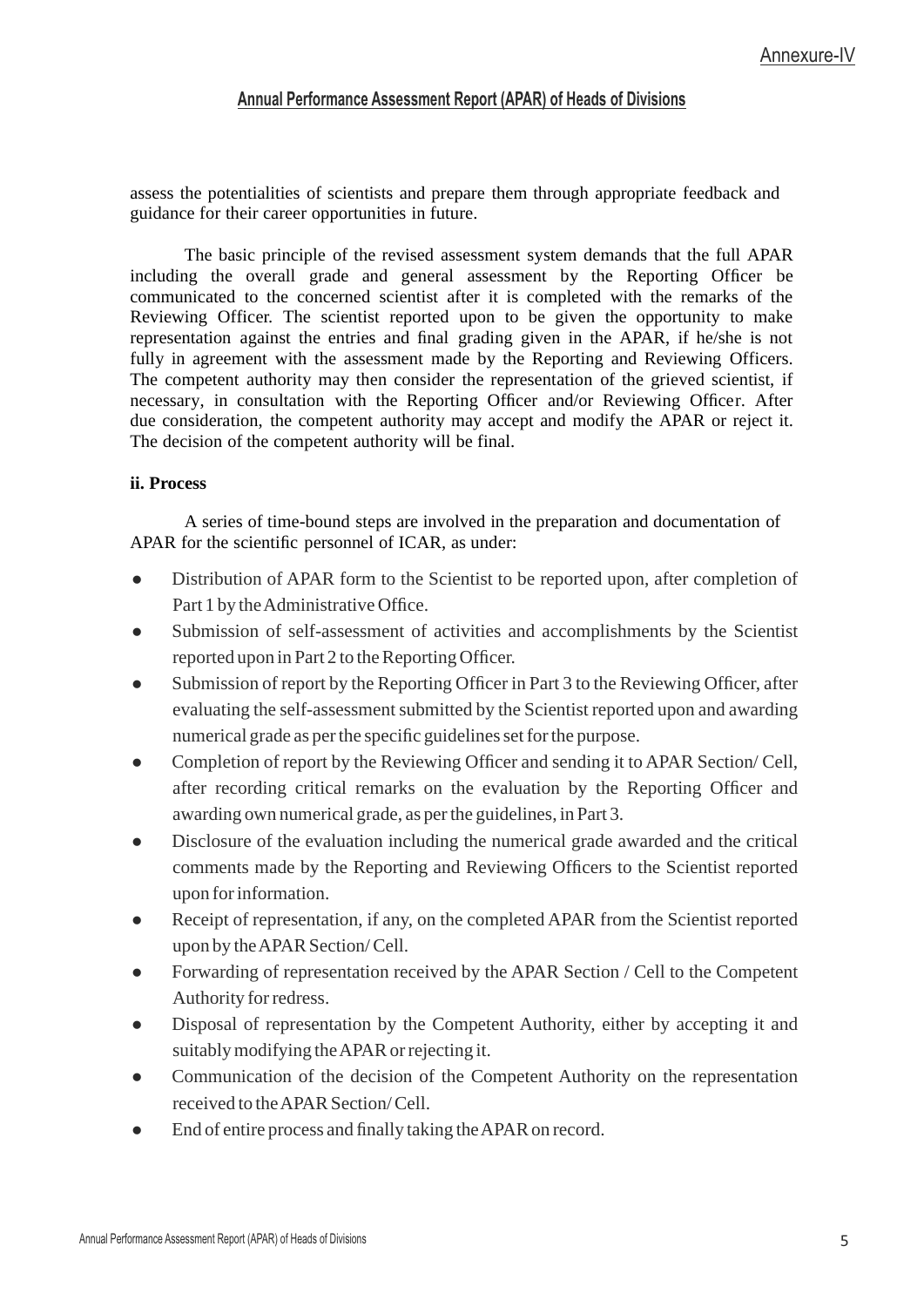assess the potentialities of scientists and prepare them through appropriate feedback and guidance for their career opportunities in future.

The basic principle of the revised assessment system demands that the full APAR including the overall grade and general assessment by the Reporting Officer be communicated to the concerned scientist after it is completed with the remarks of the Reviewing Officer. The scientist reported upon to be given the opportunity to make representation against the entries and final grading given in the APAR, if he/she is not fully in agreement with the assessment made by the Reporting and Reviewing Officers. The competent authority may then consider the representation of the grieved scientist, if necessary, in consultation with the Reporting Officer and/or Reviewing Officer. After due consideration, the competent authority may accept and modify the APAR or reject it. The decision of the competent authority will be final.

**ii. Process**

A series of time-bound steps are involved in the preparation and documentation of APAR for the scientific personnel of ICAR, as under:

- Distribution of APAR form to the Scientist to be reported upon, after completion of Part 1 by the Administrative Office.
- Submission of self-assessment of activities and accomplishments by the Scientist reported upon in Part 2 to the Reporting Officer.
- Submission of report by the Reporting Officer in Part 3 to the Reviewing Officer, after evaluating the self-assessment submitted by the Scientist reported upon and awarding numerical grade as per the specific guidelines set for the purpose.
- Completion of report by the Reviewing Officer and sending it to APAR Section/ Cell, after recording critical remarks on the evaluation by the Reporting Officer and awarding own numerical grade, as per the guidelines, in Part 3.
- Disclosure of the evaluation including the numerical grade awarded and the critical comments made by the Reporting and Reviewing Officers to the Scientist reported upon for information.
- Receipt of representation, if any, on the completed APAR from the Scientist reported upon by the APAR Section/ Cell.
- Forwarding of representation received by the APAR Section / Cell to the Competent Authority for redress.
- Disposal of representation by the Competent Authority, either by accepting it and suitably modifying the APAR or rejecting it.
- Communication of the decision of the Competent Authority on the representation received to the APAR Section/ Cell.
- End of entire process and finally taking the APAR on record.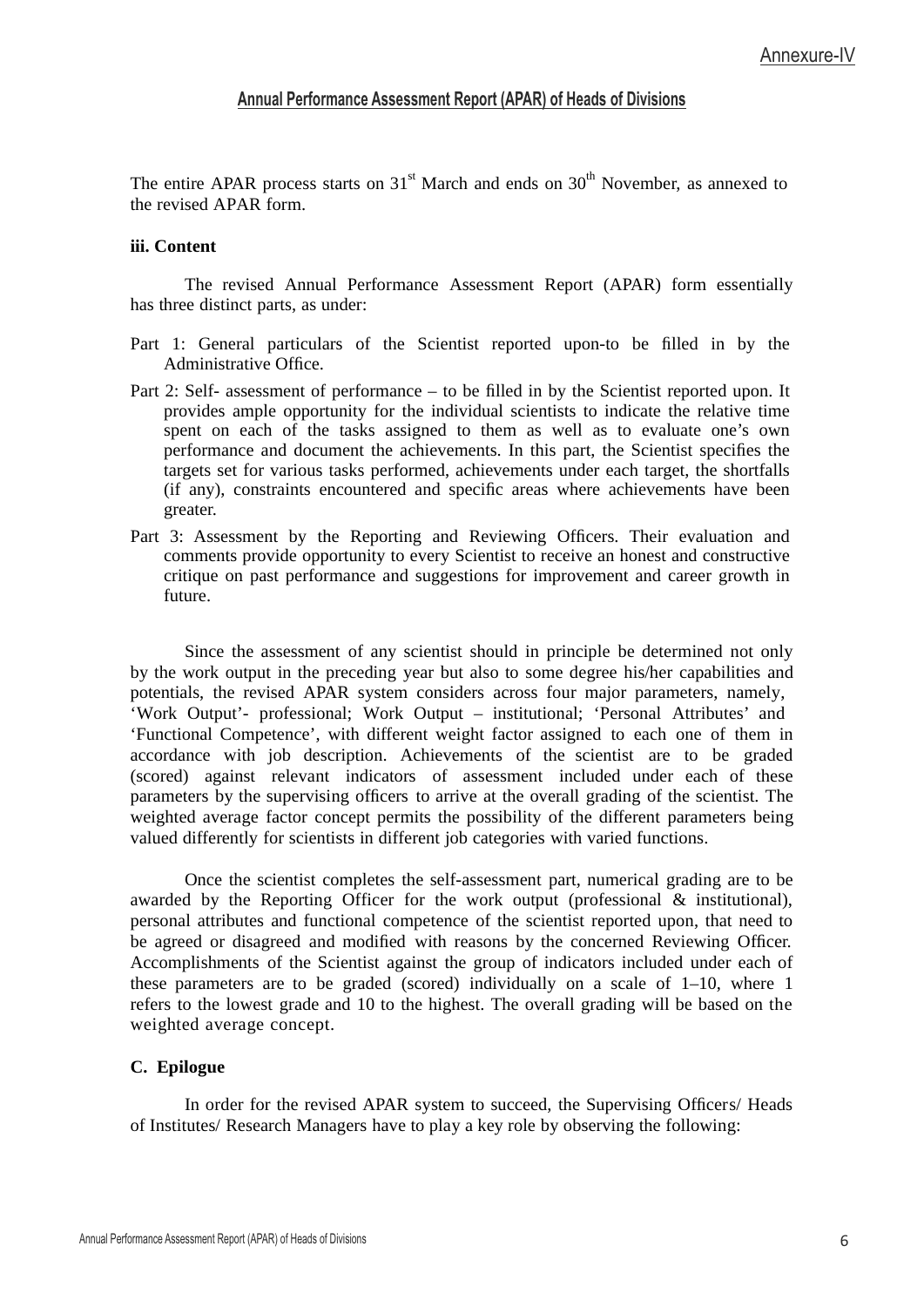Annexure-IV

## Annual Performance Assessment Report (APAR) of Heads of Divisions

The entire APAR process starts on 31st March and ends on 30th November, as annexed to the revised APAR form.

**iii. Content**

The revised Annual Performance Assessment Report (APAR) form essentially has three distinct parts, as under:

Part 1: General particulars of the Scientist reported upon-to be filled in by the Administrative Office.

Part 2: Self- assessment of performance – to be filled in by the Scientist reported upon. It provides ample opportunity for the individual scientists to indicate the relative time spent on each of the tasks assigned to them as well as to evaluate one's own performance and document the achievements. In this part, the Scientist specifies the targets set for various tasks performed, achievements under each target, the shortfalls (if any), constraints encountered and specific areas where achievements have been greater.

Part 3: Assessment by the Reporting and Reviewing Officers. Their evaluation and comments provide opportunity to every Scientist to receive an honest and constructive critique on past performance and suggestions for improvement and career growth in future.

Since the assessment of any scientist should in principle be determined not only by the work output in the preceding year but also to some degree his/her capabilities and potentials, the revised APAR system considers across four major parameters, namely, 'Work Output'- professional; Work Output – institutional; 'Personal Attributes' and 'Functional Competence', with different weight factor assigned to each one of them in accordance with job description. Achievements of the scientist are to be graded (scored) against relevant indicators of assessment included under each of these parameters by the supervising officers to arrive at the overall grading of the scientist. The weighted average factor concept permits the possibility of the different parameters being valued differently for scientists in different job categories with varied functions.

Once the scientist completes the self-assessment part, numerical grading are to be awarded by the Reporting Officer for the work output (professional & institutional), personal attributes and functional competence of the scientist reported upon, that need to be agreed or disagreed and modified with reasons by the concerned Reviewing Officer. Accomplishments of the Scientist against the group of indicators included under each of these parameters are to be graded (scored) individually on a scale of 1–10, where 1 refers to the lowest grade and 10 to the highest. The overall grading will be based on the weighted average concept.

**C. Epilogue**

In order for the revised APAR system to succeed, the Supervising Officers/ Heads of Institutes/ Research Managers have to play a key role by observing the following: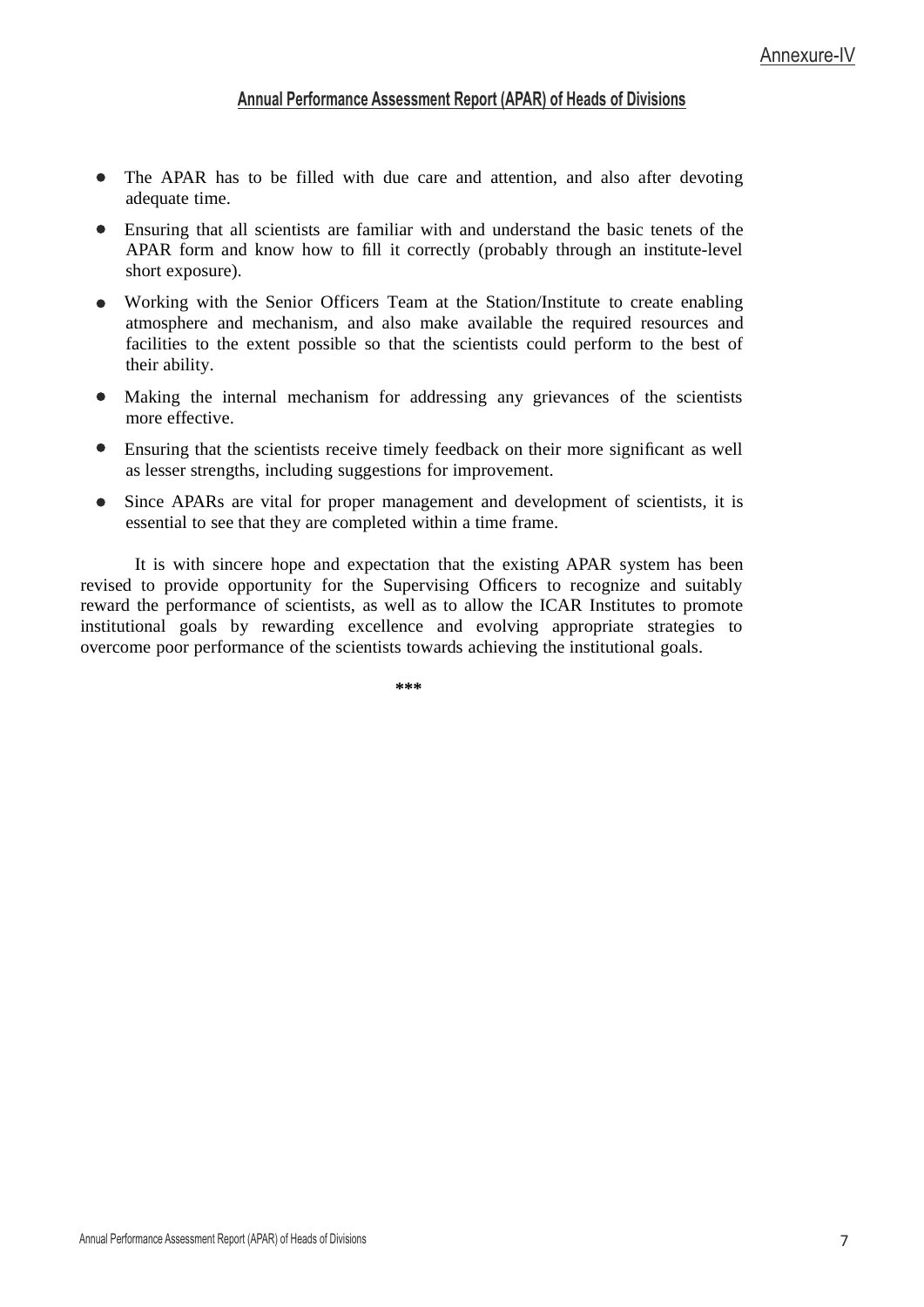Annexure-IV

## Annual Performance Assessment Report (APAR) of Heads of Divisions

- The APAR has to be filled with due care and attention, and also after devoting adequate time.
- Ensuring that all scientists are familiar with and understand the basic tenets of the APAR form and know how to fill it correctly (probably through an institute-level short exposure).
- Working with the Senior Officers Team at the Station/Institute to create enabling atmosphere and mechanism, and also make available the required resources and facilities to the extent possible so that the scientists could perform to the best of their ability.
- Making the internal mechanism for addressing any grievances of the scientists more effective.
- Ensuring that the scientists receive timely feedback on their more significant as well as lesser strengths, including suggestions for improvement.
- Since APARs are vital for proper management and development of scientists, it is essential to see that they are completed within a time frame.

It is with sincere hope and expectation that the existing APAR system has been revised to provide opportunity for the Supervising Officers to recognize and suitably reward the performance of scientists, as well as to allow the ICAR Institutes to promote institutional goals by rewarding excellence and evolving appropriate strategies to overcome poor performance of the scientists towards achieving the institutional goals.

***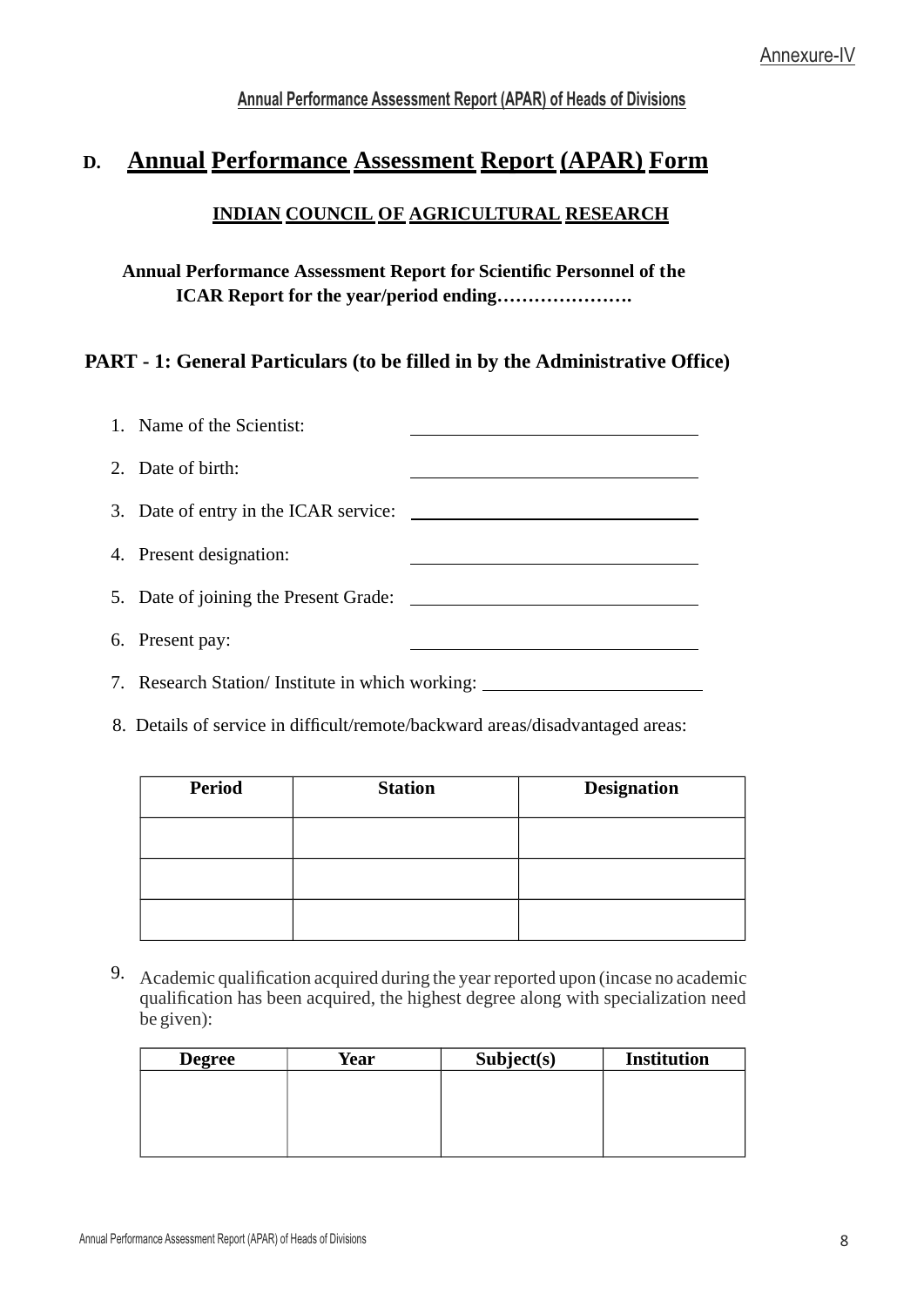Annexure-IV

**Annual Performance Assessment Report (APAR) of Heads of Divisions**

# D. Annual Performance Assessment Report (APAR) Form

## INDIAN COUNCIL OF AGRICULTURAL RESEARCH

**Annual Performance Assessment Report for Scientific Personnel of the ICAR Report for the year/period ending………………….**

### PART - 1: General Particulars (to be filled in by the Administrative Office)

1. Name of the Scientist: ______________________________
2. Date of birth: ______________________________
3. Date of entry in the ICAR service: ______________________________
4. Present designation: ______________________________
5. Date of joining the Present Grade: ______________________________
6. Present pay: ______________________________
7. Research Station/ Institute in which working: ______________________
8. Details of service in difficult/remote/backward areas/disadvantaged areas:

| Period | Station | Designation |
|---|---|---|
| | | |
| | | |
| | | |

9. Academic qualification acquired during the year reported upon (incase no academic qualification has been acquired, the highest degree along with specialization need be given):

| Degree | Year | Subject(s) | Institution |
|---|---|---|---|
| | | | |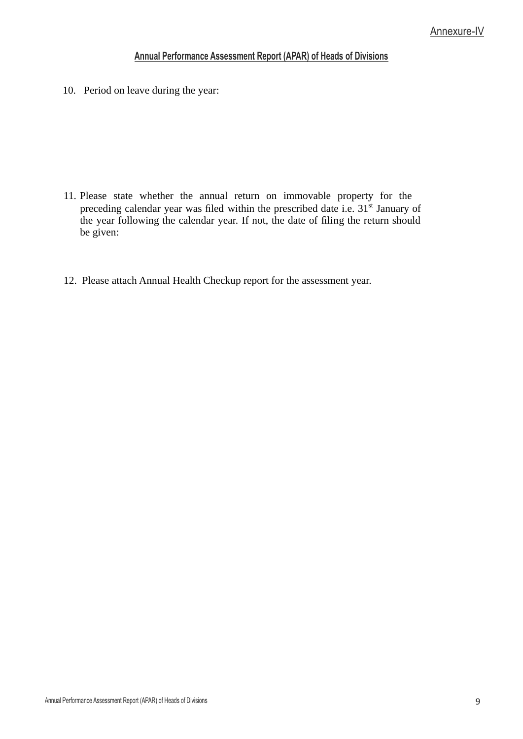Annexure-IV

## Annual Performance Assessment Report (APAR) of Heads of Divisions

10. Period on leave during the year:

11. Please state whether the annual return on immovable property for the preceding calendar year was filed within the prescribed date i.e. 31st January of the year following the calendar year. If not, the date of filing the return should be given:

12. Please attach Annual Health Checkup report for the assessment year.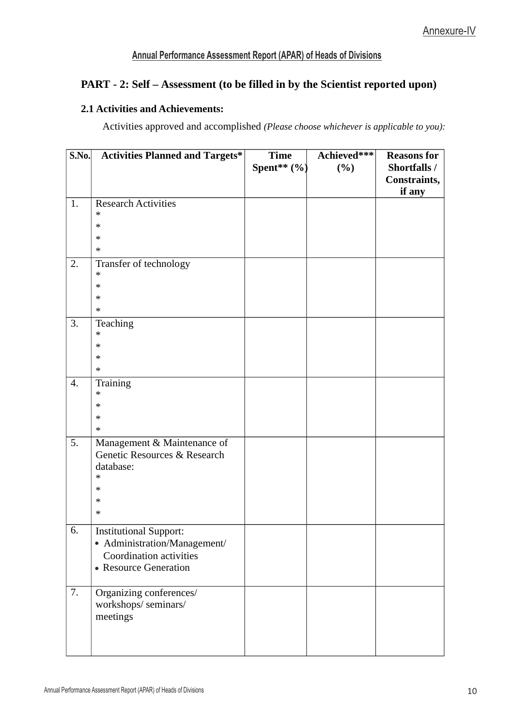Annexure-IV

## Annual Performance Assessment Report (APAR) of Heads of Divisions

### PART - 2: Self – Assessment (to be filled in by the Scientist reported upon)

#### 2.1 Activities and Achievements:

Activities approved and accomplished *(Please choose whichever is applicable to you):*

| S.No. | Activities Planned and Targets* | Time Spent** (%) | Achieved*** (%) | Reasons for Shortfalls / Constraints, if any |
|---|---|---|---|---|
| 1. | Research Activities<br>*<br>*<br>*<br>* | | | |
| 2. | Transfer of technology<br>*<br>*<br>*<br>* | | | |
| 3. | Teaching<br>*<br>*<br>*<br>* | | | |
| 4. | Training<br>*<br>*<br>*<br>* | | | |
| 5. | Management & Maintenance of Genetic Resources & Research database:<br>*<br>*<br>*<br>* | | | |
| 6. | Institutional Support:<br>• Administration/Management/ Coordination activities<br>• Resource Generation | | | |
| 7. | Organizing conferences/ workshops/ seminars/ meetings | | | |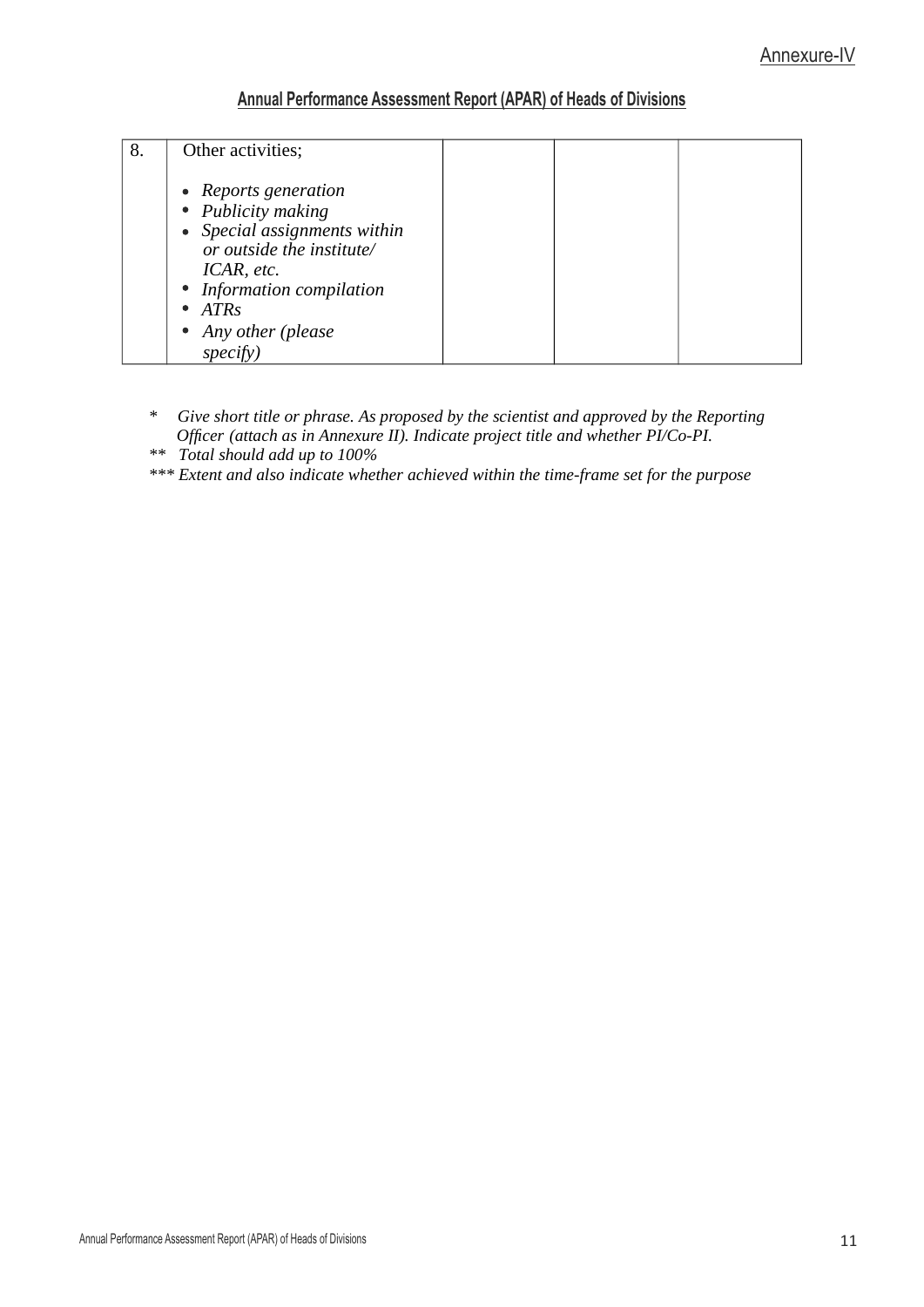Annexure-IV

## Annual Performance Assessment Report (APAR) of Heads of Divisions

| | | | | |
|---|---|---|---|---|
| 8. | Other activities;<br><br>• *Reports generation*<br>• *Publicity making*<br>• *Special assignments within or outside the institute/ ICAR, etc.*<br>• *Information compilation*<br>• *ATRs*<br>• *Any other (please specify)* | | | |

\* *Give short title or phrase. As proposed by the scientist and approved by the Reporting Officer (attach as in Annexure II). Indicate project title and whether PI/Co-PI.*

\** *Total should add up to 100%*

\*** *Extent and also indicate whether achieved within the time-frame set for the purpose*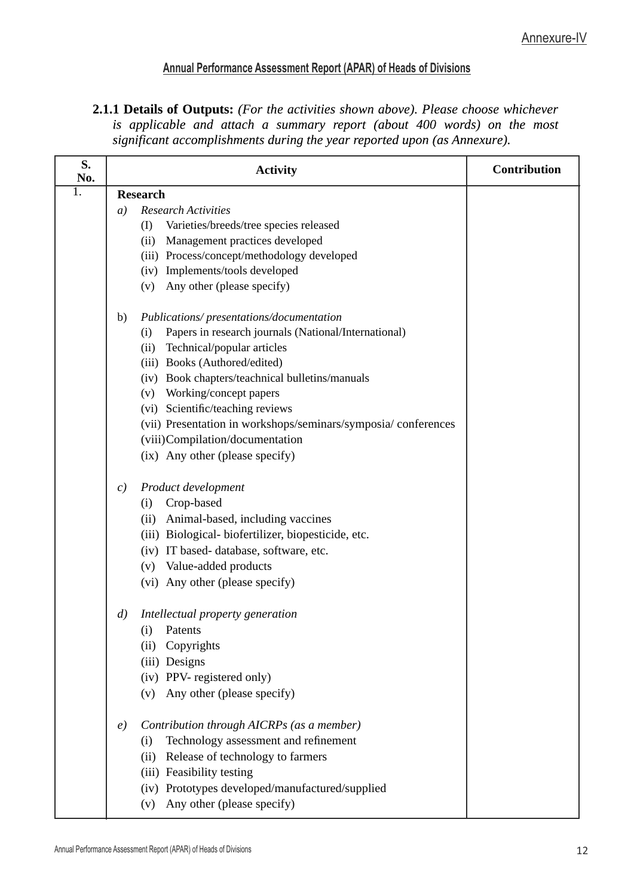Annexure-IV

## Annual Performance Assessment Report (APAR) of Heads of Divisions

**2.1.1 Details of Outputs:** *(For the activities shown above). Please choose whichever is applicable and attach a summary report (about 400 words) on the most significant accomplishments during the year reported upon (as Annexure).*

| S. No. | Activity | Contribution |
|---|---|---|
| 1. | **Research**<br>*a) Research Activities*<br>(I) Varieties/breeds/tree species released<br>(ii) Management practices developed<br>(iii) Process/concept/methodology developed<br>(iv) Implements/tools developed<br>(v) Any other (please specify)<br><br>b) *Publications/ presentations/documentation*<br>(i) Papers in research journals (National/International)<br>(ii) Technical/popular articles<br>(iii) Books (Authored/edited)<br>(iv) Book chapters/teachnical bulletins/manuals<br>(v) Working/concept papers<br>(vi) Scientific/teaching reviews<br>(vii) Presentation in workshops/seminars/symposia/ conferences<br>(viii) Compilation/documentation<br>(ix) Any other (please specify)<br><br>*c) Product development*<br>(i) Crop-based<br>(ii) Animal-based, including vaccines<br>(iii) Biological- biofertilizer, biopesticide, etc.<br>(iv) IT based- database, software, etc.<br>(v) Value-added products<br>(vi) Any other (please specify)<br><br>*d) Intellectual property generation*<br>(i) Patents<br>(ii) Copyrights<br>(iii) Designs<br>(iv) PPV- registered only)<br>(v) Any other (please specify)<br><br>*e) Contribution through AICRPs (as a member)*<br>(i) Technology assessment and refinement<br>(ii) Release of technology to farmers<br>(iii) Feasibility testing<br>(iv) Prototypes developed/manufactured/supplied<br>(v) Any other (please specify) | |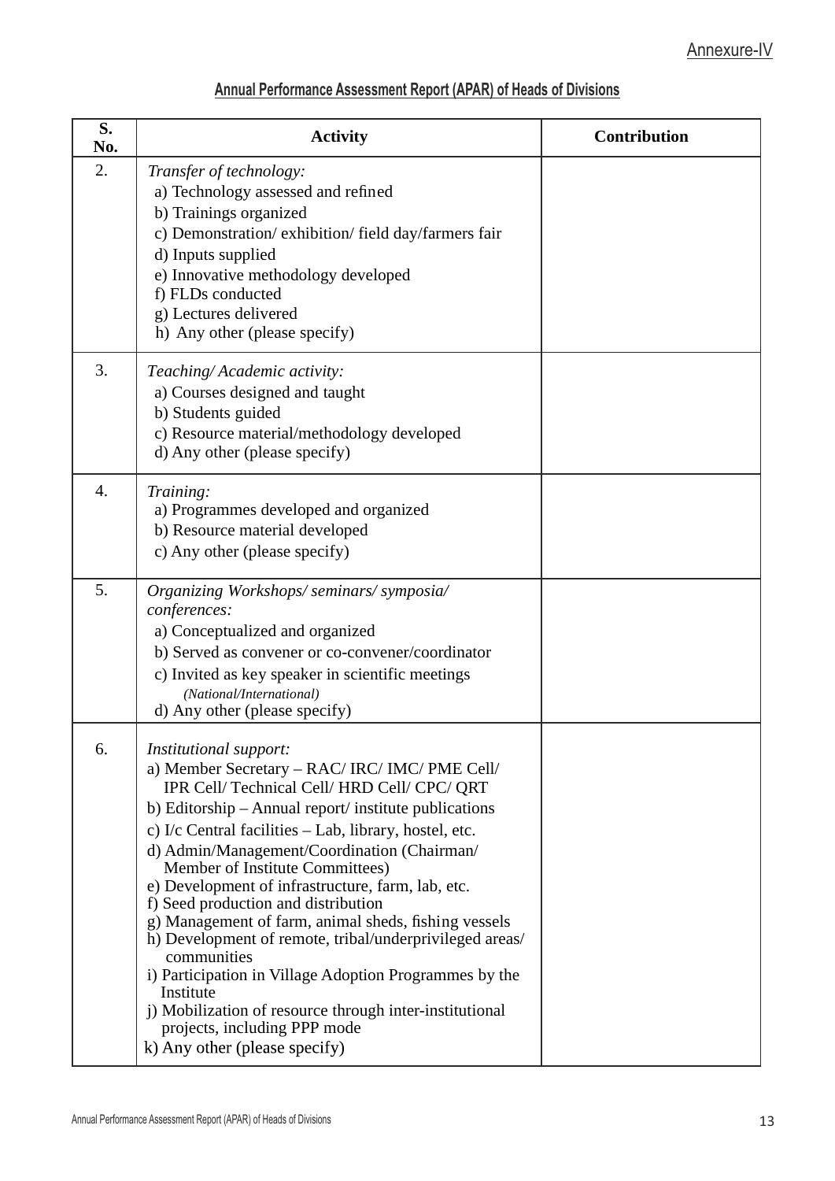Annexure-IV

## Annual Performance Assessment Report (APAR) of Heads of Divisions

| S. No. | Activity | Contribution |
|---|---|---|
| 2. | *Transfer of technology:*<br>a) Technology assessed and refined<br>b) Trainings organized<br>c) Demonstration/ exhibition/ field day/farmers fair<br>d) Inputs supplied<br>e) Innovative methodology developed<br>f) FLDs conducted<br>g) Lectures delivered<br>h) Any other (please specify) | |
| 3. | *Teaching/ Academic activity:*<br>a) Courses designed and taught<br>b) Students guided<br>c) Resource material/methodology developed<br>d) Any other (please specify) | |
| 4. | *Training:*<br>a) Programmes developed and organized<br>b) Resource material developed<br>c) Any other (please specify) | |
| 5. | *Organizing Workshops/ seminars/ symposia/ conferences:*<br>a) Conceptualized and organized<br>b) Served as convener or co-convener/coordinator<br>c) Invited as key speaker in scientific meetings *(National/International)*<br>d) Any other (please specify) | |
| 6. | *Institutional support:*<br>a) Member Secretary – RAC/ IRC/ IMC/ PME Cell/ IPR Cell/ Technical Cell/ HRD Cell/ CPC/ QRT<br>b) Editorship – Annual report/ institute publications<br>c) I/c Central facilities – Lab, library, hostel, etc.<br>d) Admin/Management/Coordination (Chairman/ Member of Institute Committees)<br>e) Development of infrastructure, farm, lab, etc.<br>f) Seed production and distribution<br>g) Management of farm, animal sheds, fishing vessels<br>h) Development of remote, tribal/underprivileged areas/ communities<br>i) Participation in Village Adoption Programmes by the Institute<br>j) Mobilization of resource through inter-institutional projects, including PPP mode<br>k) Any other (please specify) | |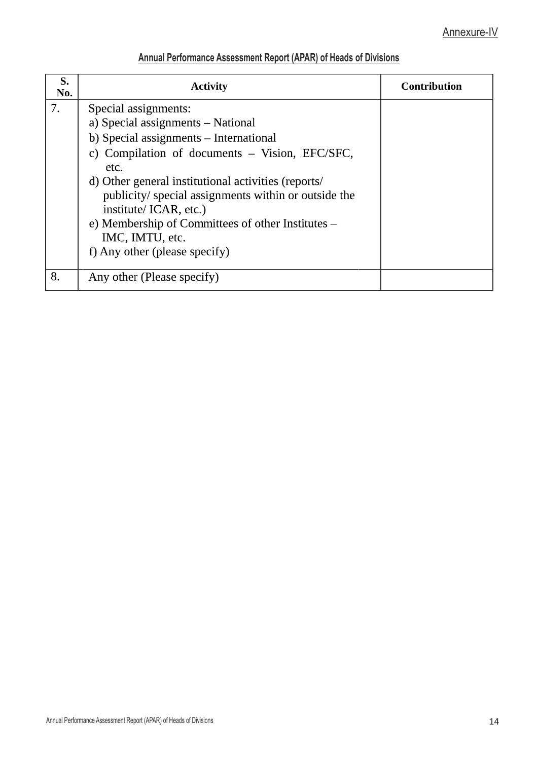Annexure-IV

## Annual Performance Assessment Report (APAR) of Heads of Divisions

| S. No. | Activity | Contribution |
|---|---|---|
| 7. | Special assignments:<br>a) Special assignments – National<br>b) Special assignments – International<br>c) Compilation of documents – Vision, EFC/SFC, etc.<br>d) Other general institutional activities (reports/ publicity/ special assignments within or outside the institute/ ICAR, etc.)<br>e) Membership of Committees of other Institutes – IMC, IMTU, etc.<br>f) Any other (please specify) | |
| 8. | Any other (Please specify) | |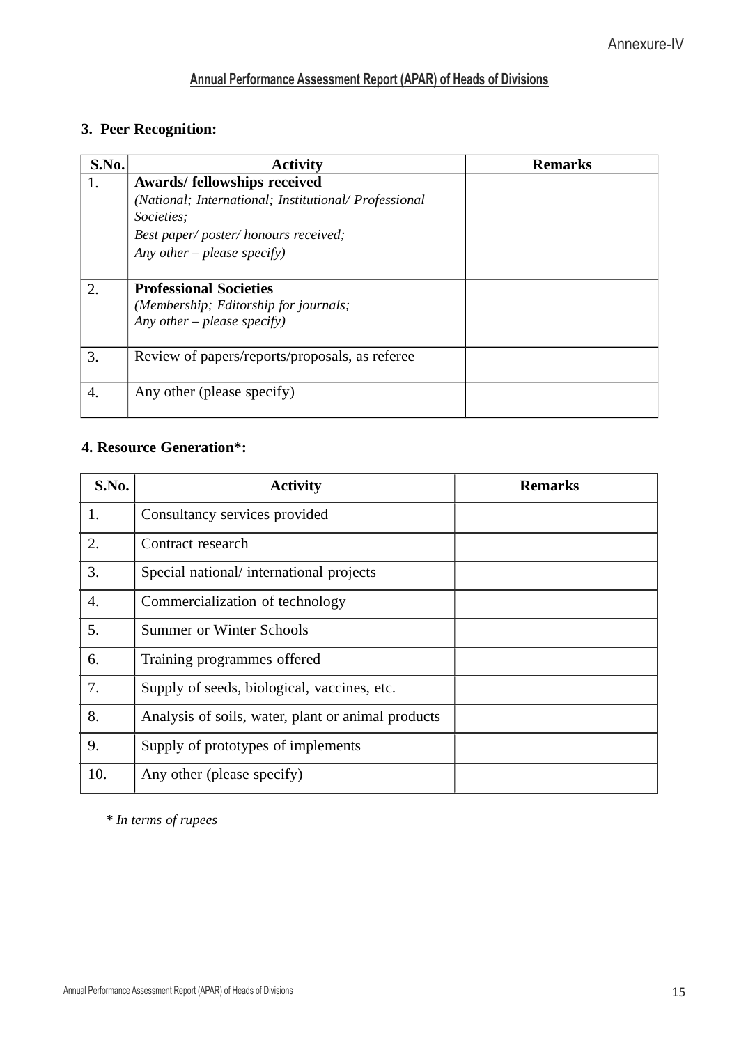Annexure-IV

## Annual Performance Assessment Report (APAR) of Heads of Divisions

### 3. Peer Recognition:

| S.No. | Activity | Remarks |
|---|---|---|
| 1. | **Awards/ fellowships received** *(National; International; Institutional/ Professional Societies; Best paper/ poster/ honours received; Any other – please specify)* | |
| 2. | **Professional Societies** *(Membership; Editorship for journals; Any other – please specify)* | |
| 3. | Review of papers/reports/proposals, as referee | |
| 4. | Any other (please specify) | |

### 4. Resource Generation*:

| S.No. | Activity | Remarks |
|---|---|---|
| 1. | Consultancy services provided | |
| 2. | Contract research | |
| 3. | Special national/ international projects | |
| 4. | Commercialization of technology | |
| 5. | Summer or Winter Schools | |
| 6. | Training programmes offered | |
| 7. | Supply of seeds, biological, vaccines, etc. | |
| 8. | Analysis of soils, water, plant or animal products | |
| 9. | Supply of prototypes of implements | |
| 10. | Any other (please specify) | |

*\* In terms of rupees*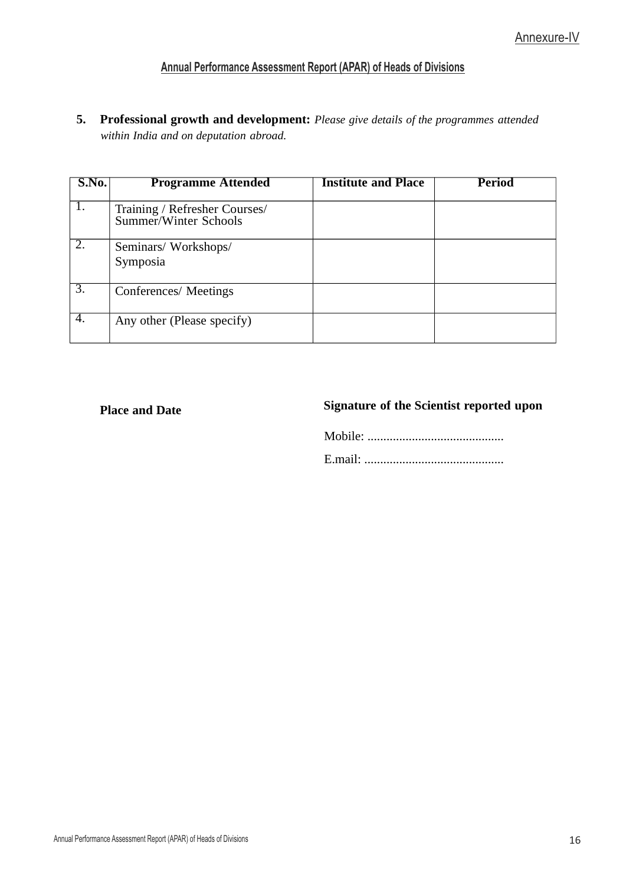Annexure-IV

## Annual Performance Assessment Report (APAR) of Heads of Divisions

**5. Professional growth and development:** *Please give details of the programmes attended within India and on deputation abroad.*

| S.No. | Programme Attended | Institute and Place | Period |
|---|---|---|---|
| 1. | Training / Refresher Courses/ Summer/Winter Schools | | |
| 2. | Seminars/ Workshops/ Symposia | | |
| 3. | Conferences/ Meetings | | |
| 4. | Any other (Please specify) | | |

**Place and Date**

**Signature of the Scientist reported upon**

Mobile: ..........................................

E.mail: ...........................................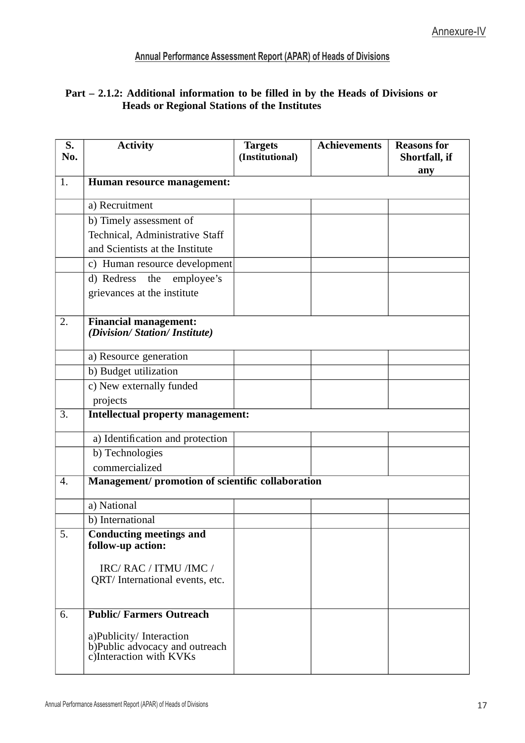Annexure-IV

## Annual Performance Assessment Report (APAR) of Heads of Divisions

### Part – 2.1.2: Additional information to be filled in by the Heads of Divisions or Heads or Regional Stations of the Institutes

| S. No. | Activity | Targets (Institutional) | Achievements | Reasons for Shortfall, if any |
|---|---|---|---|---|
| 1. | **Human resource management:** | | | |
| | a) Recruitment | | | |
| | b) Timely assessment of Technical, Administrative Staff and Scientists at the Institute | | | |
| | c) Human resource development | | | |
| | d) Redress the employee's grievances at the institute | | | |
| 2. | **Financial management:** ***(Division/ Station/ Institute)*** | | | |
| | a) Resource generation | | | |
| | b) Budget utilization | | | |
| | c) New externally funded projects | | | |
| 3. | **Intellectual property management:** | | | |
| | a) Identification and protection | | | |
| | b) Technologies commercialized | | | |
| 4. | **Management/ promotion of scientific collaboration** | | | |
| | a) National | | | |
| | b) International | | | |
| 5. | **Conducting meetings and follow-up action:** IRC/ RAC / ITMU /IMC / QRT/ International events, etc. | | | |
| 6. | **Public/ Farmers Outreach** a)Publicity/ Interaction b)Public advocacy and outreach c)Interaction with KVKs | | | |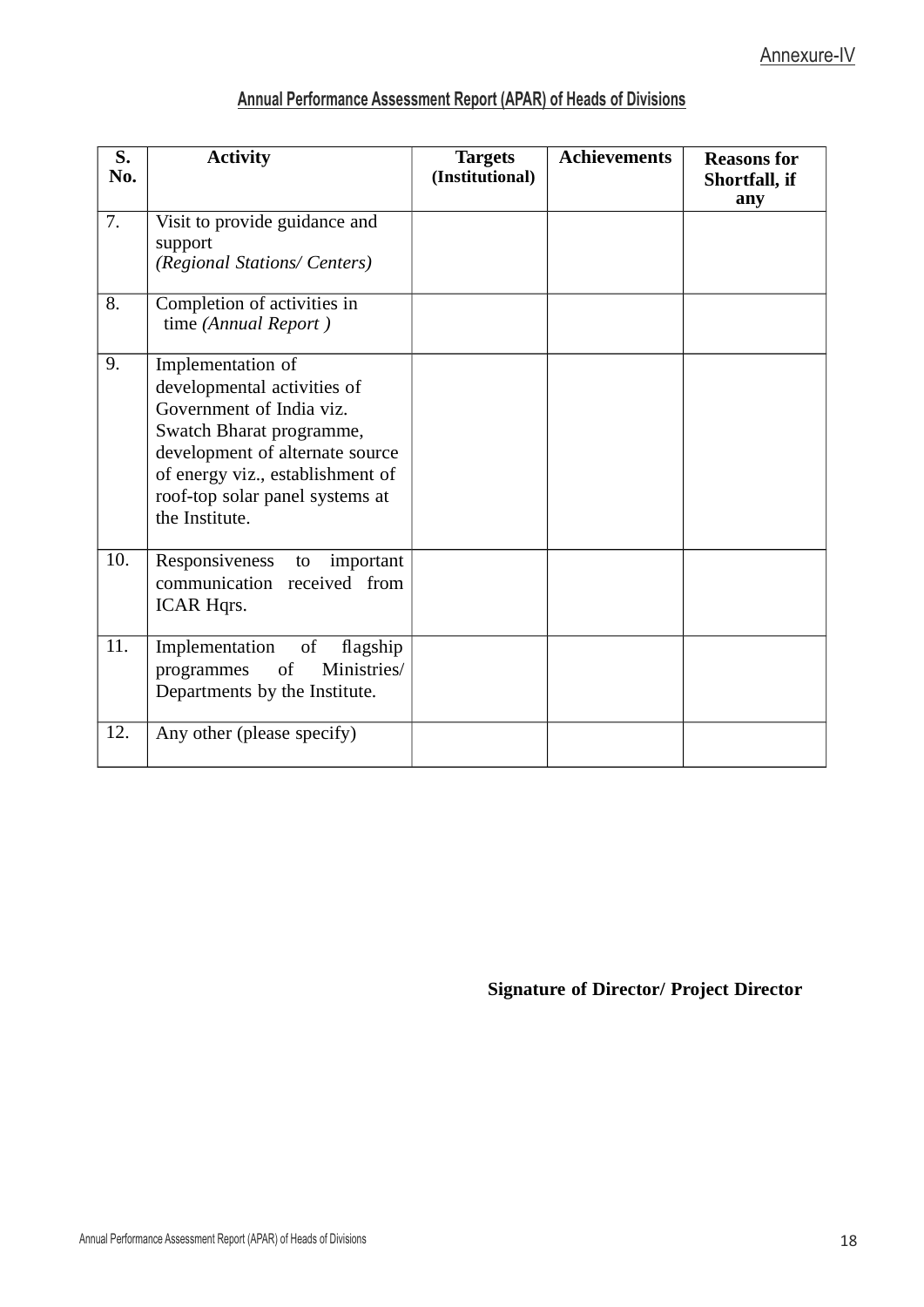Annexure-IV

## Annual Performance Assessment Report (APAR) of Heads of Divisions

| S. No. | Activity | Targets (Institutional) | Achievements | Reasons for Shortfall, if any |
|---|---|---|---|---|
| 7. | Visit to provide guidance and support *(Regional Stations/ Centers)* | | | |
| 8. | Completion of activities in time *(Annual Report )* | | | |
| 9. | Implementation of developmental activities of Government of India viz. Swatch Bharat programme, development of alternate source of energy viz., establishment of roof-top solar panel systems at the Institute. | | | |
| 10. | Responsiveness to important communication received from ICAR Hqrs. | | | |
| 11. | Implementation of flagship programmes of Ministries/ Departments by the Institute. | | | |
| 12. | Any other (please specify) | | | |

**Signature of Director/ Project Director**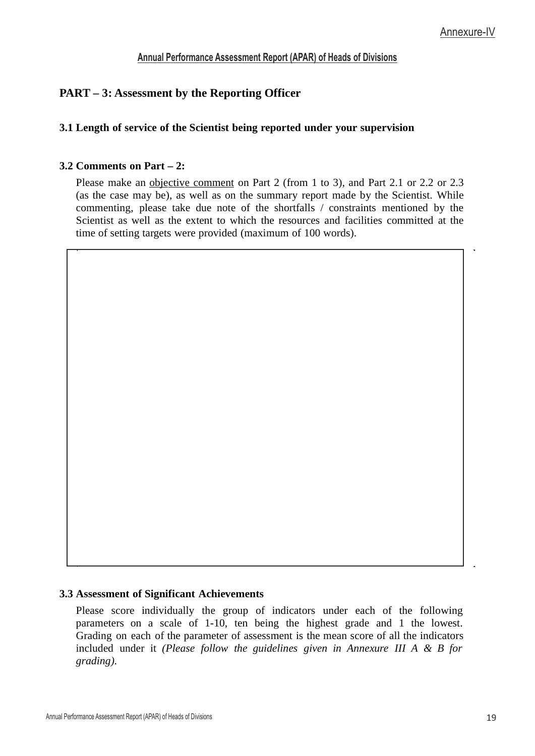Annexure-IV

**Annual Performance Assessment Report (APAR) of Heads of Divisions**

## PART – 3: Assessment by the Reporting Officer

### 3.1 Length of service of the Scientist being reported under your supervision

### 3.2 Comments on Part – 2:

Please make an objective comment on Part 2 (from 1 to 3), and Part 2.1 or 2.2 or 2.3 (as the case may be), as well as on the summary report made by the Scientist. While commenting, please take due note of the shortfalls / constraints mentioned by the Scientist as well as the extent to which the resources and facilities committed at the time of setting targets were provided (maximum of 100 words).

| |
|---|
| |

### 3.3 Assessment of Significant Achievements

Please score individually the group of indicators under each of the following parameters on a scale of 1-10, ten being the highest grade and 1 the lowest. Grading on each of the parameter of assessment is the mean score of all the indicators included under it *(Please follow the guidelines given in Annexure III A & B for grading).*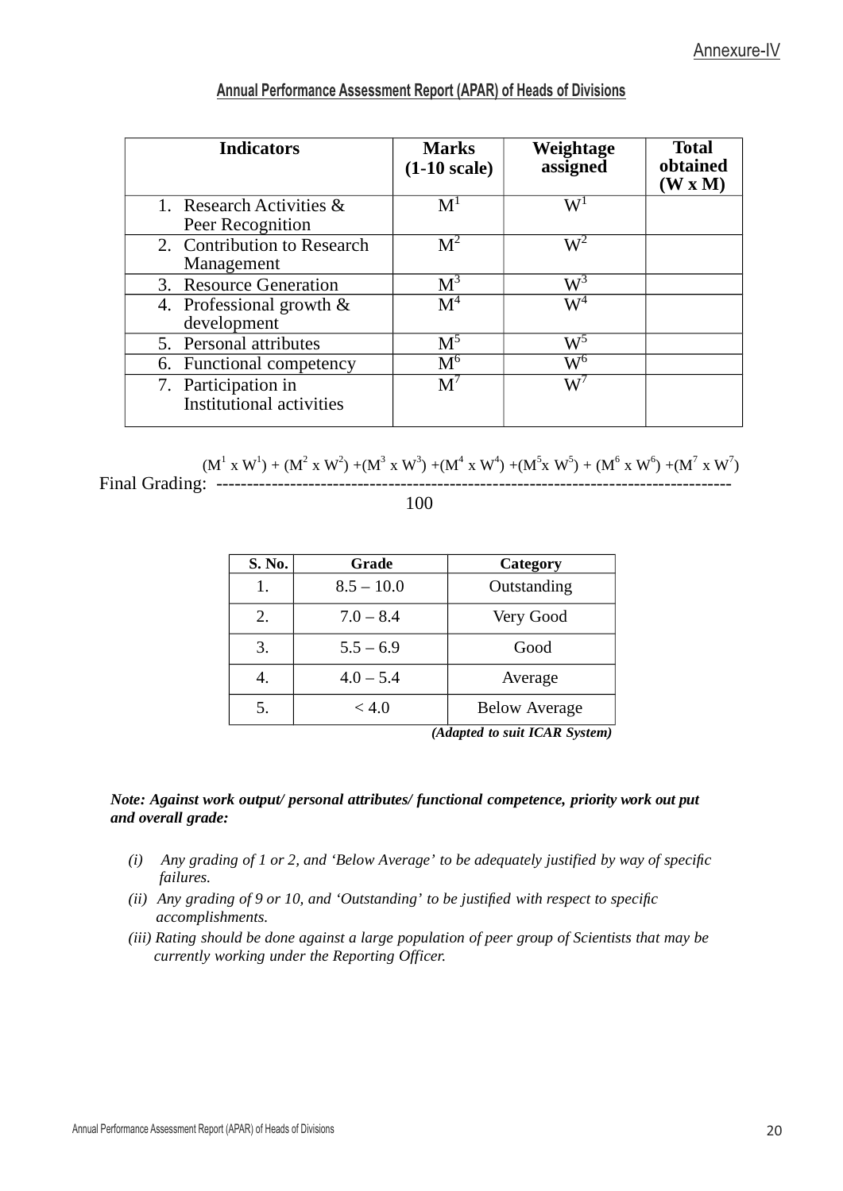Annexure-IV

## Annual Performance Assessment Report (APAR) of Heads of Divisions

| Indicators | Marks (1-10 scale) | Weightage assigned | Total obtained (W x M) |
|---|---|---|---|
| 1. Research Activities & Peer Recognition | $M^1$ | $W^1$ | |
| 2. Contribution to Research Management | $M^2$ | $W^2$ | |
| 3. Resource Generation | $M^3$ | $W^3$ | |
| 4. Professional growth & development | $M^4$ | $W^4$ | |
| 5. Personal attributes | $M^5$ | $W^5$ | |
| 6. Functional competency | $M^6$ | $W^6$ | |
| 7. Participation in Institutional activities | $M^7$ | $W^7$ | |

$$\text{Final Grading: } \frac{(M^1 \times W^1) + (M^2 \times W^2) + (M^3 \times W^3) + (M^4 \times W^4) + (M^5 \times W^5) + (M^6 \times W^6) + (M^7 \times W^7)}{100}$$

| S. No. | Grade | Category |
|---|---|---|
| 1. | 8.5 – 10.0 | Outstanding |
| 2. | 7.0 – 8.4 | Very Good |
| 3. | 5.5 – 6.9 | Good |
| 4. | 4.0 – 5.4 | Average |
| 5. | < 4.0 | Below Average |

***(Adapted to suit ICAR System)***

***Note: Against work output/ personal attributes/ functional competence, priority work out put and overall grade:***

*(i) Any grading of 1 or 2, and 'Below Average' to be adequately justified by way of specific failures.*

*(ii) Any grading of 9 or 10, and 'Outstanding' to be justified with respect to specific accomplishments.*

*(iii) Rating should be done against a large population of peer group of Scientists that may be currently working under the Reporting Officer.*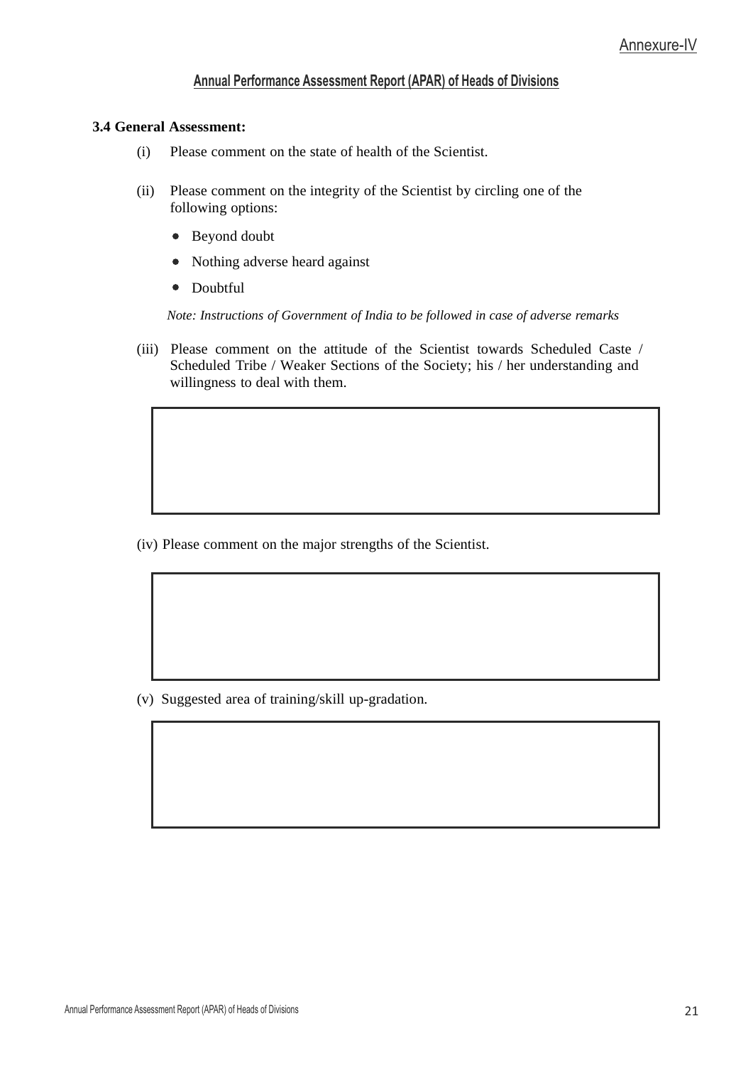Annexure-IV

## Annual Performance Assessment Report (APAR) of Heads of Divisions

**3.4 General Assessment:**

(i) Please comment on the state of health of the Scientist.

(ii) Please comment on the integrity of the Scientist by circling one of the following options:

- Beyond doubt
- Nothing adverse heard against
- Doubtful

*Note: Instructions of Government of India to be followed in case of adverse remarks*

(iii) Please comment on the attitude of the Scientist towards Scheduled Caste / Scheduled Tribe / Weaker Sections of the Society; his / her understanding and willingness to deal with them.

(iv) Please comment on the major strengths of the Scientist.

(v) Suggested area of training/skill up-gradation.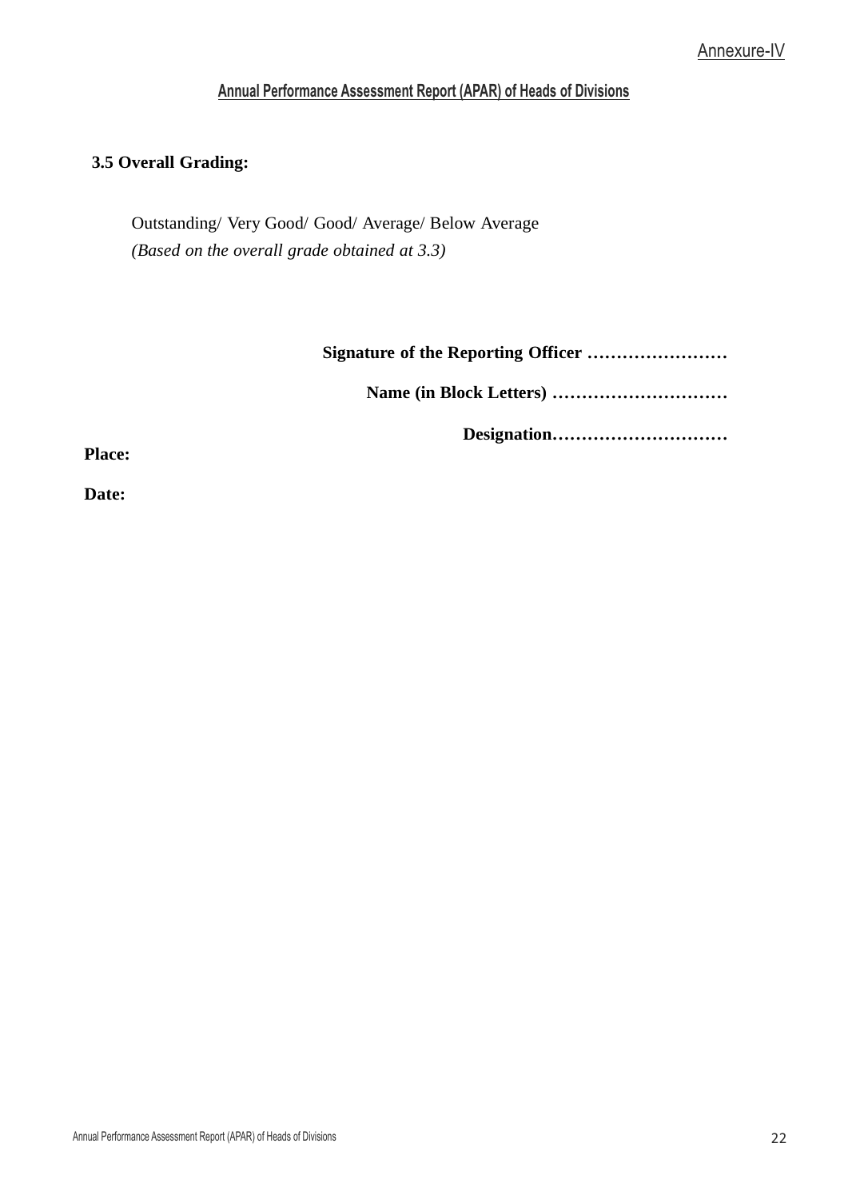Annexure-IV

## Annual Performance Assessment Report (APAR) of Heads of Divisions

**3.5 Overall Grading:**

Outstanding/ Very Good/ Good/ Average/ Below Average
*(Based on the overall grade obtained at 3.3)*

**Signature of the Reporting Officer ……………………**

**Name (in Block Letters) …………………………**

**Designation…………………………**

**Place:**

**Date:**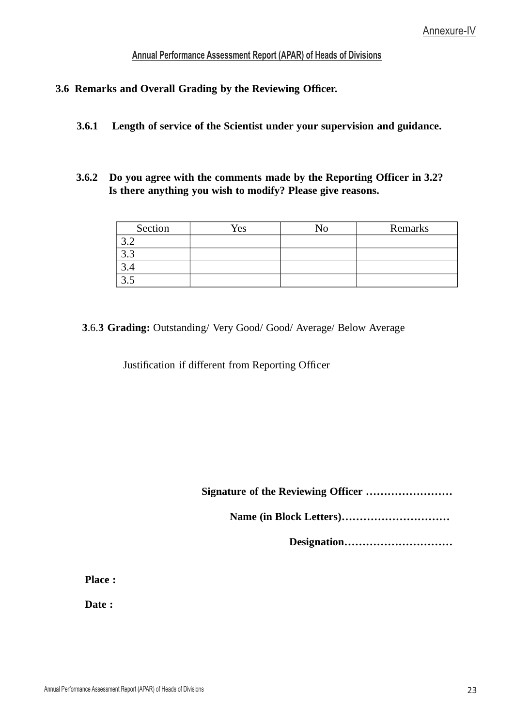Annexure-IV

**Annual Performance Assessment Report (APAR) of Heads of Divisions**

## 3.6 Remarks and Overall Grading by the Reviewing Officer.

### 3.6.1 Length of service of the Scientist under your supervision and guidance.

### 3.6.2 Do you agree with the comments made by the Reporting Officer in 3.2? Is there anything you wish to modify? Please give reasons.

| Section | Yes | No | Remarks |
|---|---|---|---|
| 3.2 | | | |
| 3.3 | | | |
| 3.4 | | | |
| 3.5 | | | |

**3.6.3 Grading:** Outstanding/ Very Good/ Good/ Average/ Below Average

Justification if different from Reporting Officer

**Signature of the Reviewing Officer ……………………**

**Name (in Block Letters)…………………………**

**Designation…………………………**

**Place :**

**Date :**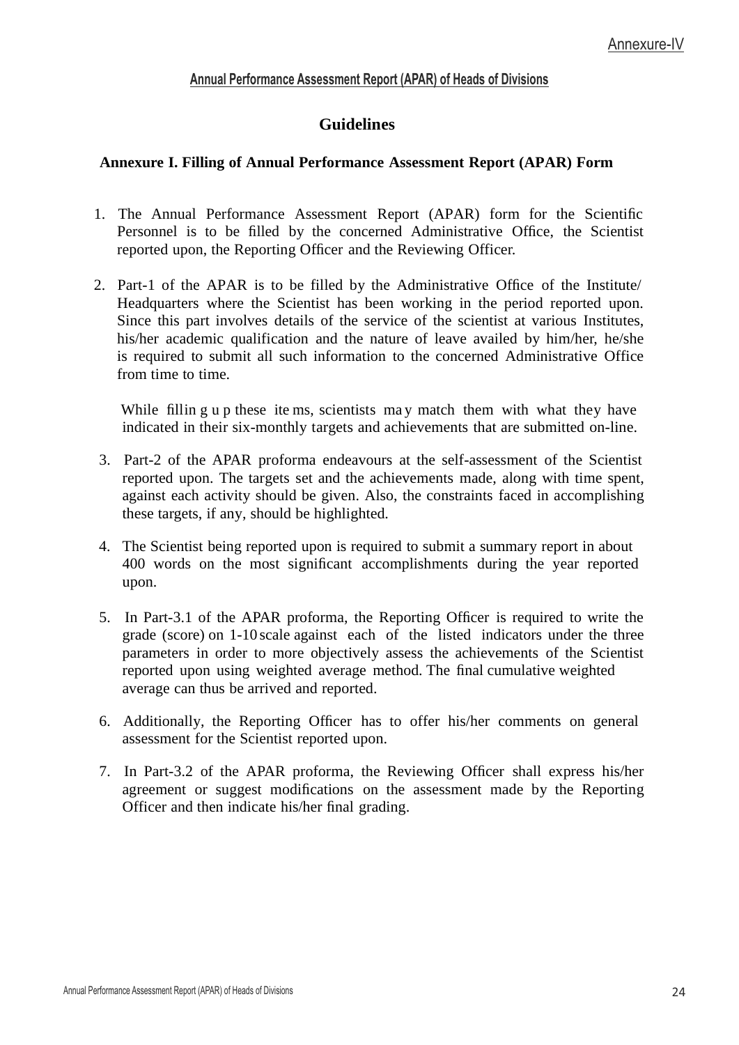Annexure-IV

**Annual Performance Assessment Report (APAR) of Heads of Divisions**

## Guidelines

### Annexure I. Filling of Annual Performance Assessment Report (APAR) Form

1. The Annual Performance Assessment Report (APAR) form for the Scientific Personnel is to be filled by the concerned Administrative Office, the Scientist reported upon, the Reporting Officer and the Reviewing Officer.

2. Part-1 of the APAR is to be filled by the Administrative Office of the Institute/ Headquarters where the Scientist has been working in the period reported upon. Since this part involves details of the service of the scientist at various Institutes, his/her academic qualification and the nature of leave availed by him/her, he/she is required to submit all such information to the concerned Administrative Office from time to time.

   While filling up these items, scientists may match them with what they have indicated in their six-monthly targets and achievements that are submitted on-line.

3. Part-2 of the APAR proforma endeavours at the self-assessment of the Scientist reported upon. The targets set and the achievements made, along with time spent, against each activity should be given. Also, the constraints faced in accomplishing these targets, if any, should be highlighted.

4. The Scientist being reported upon is required to submit a summary report in about 400 words on the most significant accomplishments during the year reported upon.

5. In Part-3.1 of the APAR proforma, the Reporting Officer is required to write the grade (score) on 1-10 scale against each of the listed indicators under the three parameters in order to more objectively assess the achievements of the Scientist reported upon using weighted average method. The final cumulative weighted average can thus be arrived and reported.

6. Additionally, the Reporting Officer has to offer his/her comments on general assessment for the Scientist reported upon.

7. In Part-3.2 of the APAR proforma, the Reviewing Officer shall express his/her agreement or suggest modifications on the assessment made by the Reporting Officer and then indicate his/her final grading.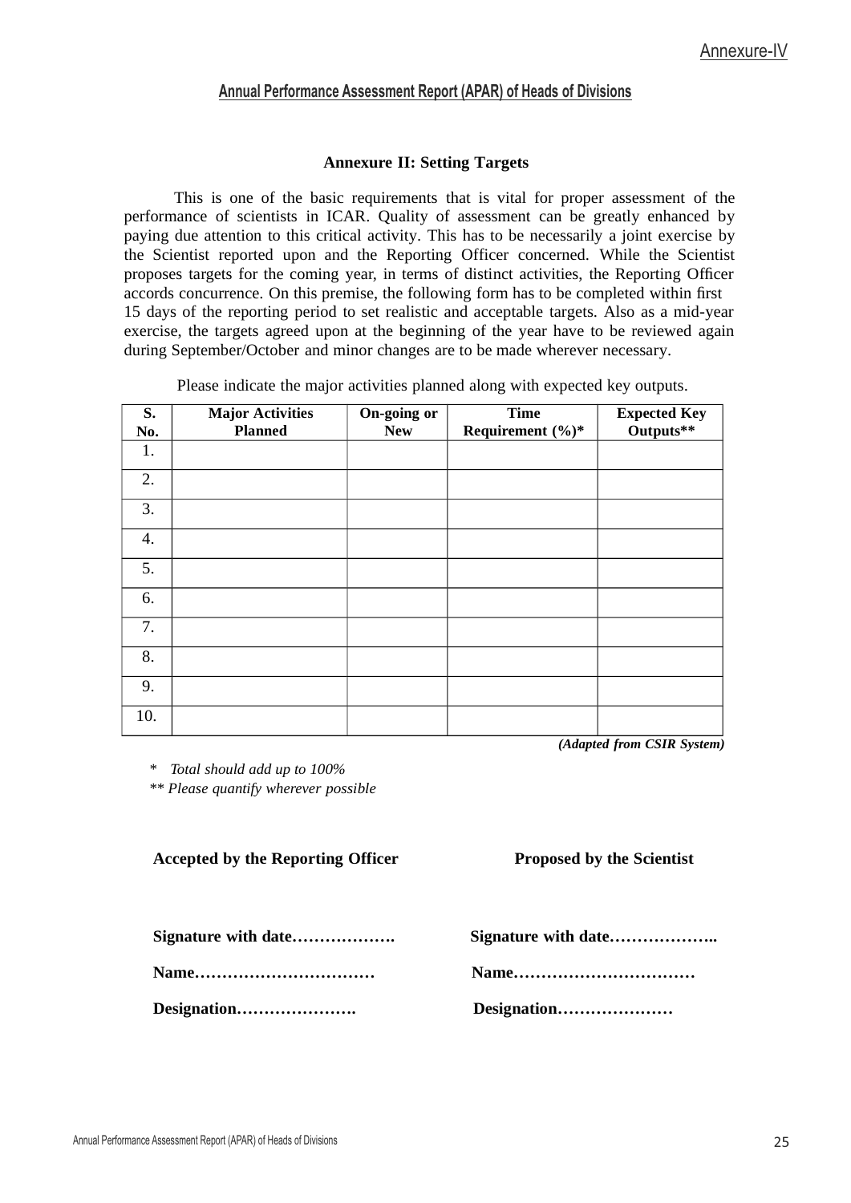Annexure-IV

## Annual Performance Assessment Report (APAR) of Heads of Divisions

### Annexure II: Setting Targets

This is one of the basic requirements that is vital for proper assessment of the performance of scientists in ICAR. Quality of assessment can be greatly enhanced by paying due attention to this critical activity. This has to be necessarily a joint exercise by the Scientist reported upon and the Reporting Officer concerned. While the Scientist proposes targets for the coming year, in terms of distinct activities, the Reporting Officer accords concurrence. On this premise, the following form has to be completed within first 15 days of the reporting period to set realistic and acceptable targets. Also as a mid-year exercise, the targets agreed upon at the beginning of the year have to be reviewed again during September/October and minor changes are to be made wherever necessary.

Please indicate the major activities planned along with expected key outputs.

| S. No. | Major Activities Planned | On-going or New | Time Requirement (%)* | Expected Key Outputs** |
|---|---|---|---|---|
| 1. | | | | |
| 2. | | | | |
| 3. | | | | |
| 4. | | | | |
| 5. | | | | |
| 6. | | | | |
| 7. | | | | |
| 8. | | | | |
| 9. | | | | |
| 10. | | | | |

***(Adapted from CSIR System)***

\* *Total should add up to 100%*

\*\* *Please quantify wherever possible*

| **Accepted by the Reporting Officer** | **Proposed by the Scientist** |
|---|---|
| **Signature with date……………….** | **Signature with date………………..** |
| **Name……………………………** | **Name……………………………** |
| **Designation………………….** | **Designation…………………** |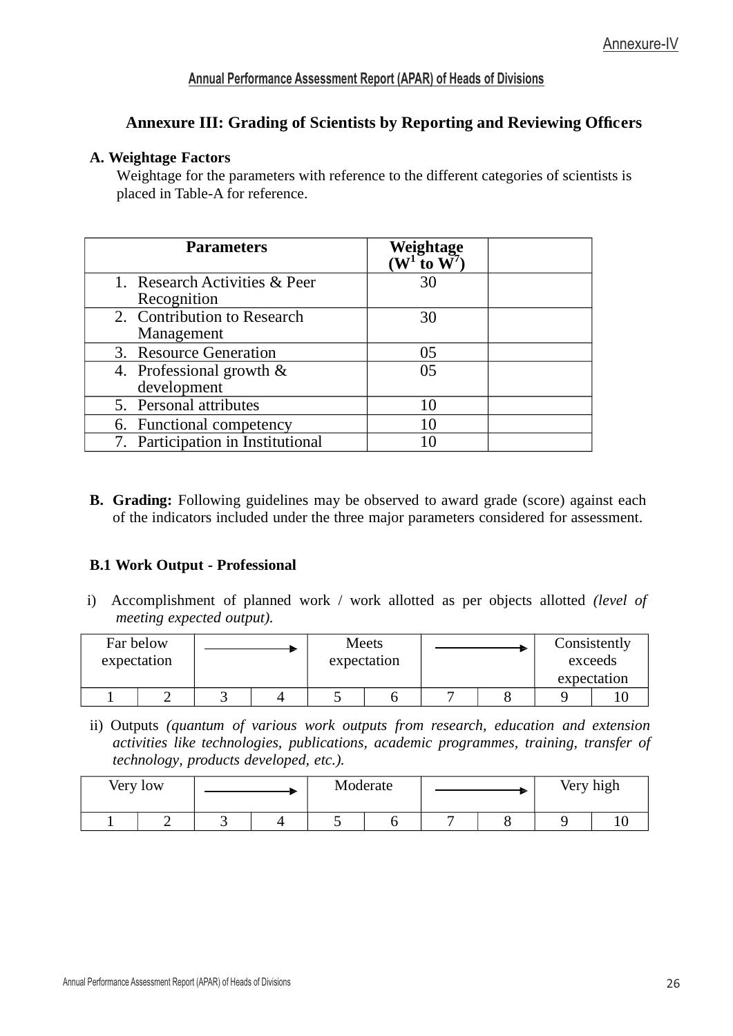Annexure-IV

**Annual Performance Assessment Report (APAR) of Heads of Divisions**

## Annexure III: Grading of Scientists by Reporting and Reviewing Officers

**A. Weightage Factors**

Weightage for the parameters with reference to the different categories of scientists is placed in Table-A for reference.

| Parameters | Weightage ($W^1$ to $W^7$) | |
|---|---|---|
| 1. Research Activities & Peer Recognition | 30 | |
| 2. Contribution to Research Management | 30 | |
| 3. Resource Generation | 05 | |
| 4. Professional growth & development | 05 | |
| 5. Personal attributes | 10 | |
| 6. Functional competency | 10 | |
| 7. Participation in Institutional | 10 | |

**B. Grading:** Following guidelines may be observed to award grade (score) against each of the indicators included under the three major parameters considered for assessment.

**B.1 Work Output - Professional**

i) Accomplishment of planned work / work allotted as per objects allotted *(level of meeting expected output).*

| Far below expectation | | → | | Meets expectation | | → | | Consistently exceeds expectation | |
|---|---|---|---|---|---|---|---|---|---|
| 1 | 2 | 3 | 4 | 5 | 6 | 7 | 8 | 9 | 10 |

ii) Outputs *(quantum of various work outputs from research, education and extension activities like technologies, publications, academic programmes, training, transfer of technology, products developed, etc.).*

| Very low | | → | | Moderate | | → | | Very high | |
|---|---|---|---|---|---|---|---|---|---|
| 1 | 2 | 3 | 4 | 5 | 6 | 7 | 8 | 9 | 10 |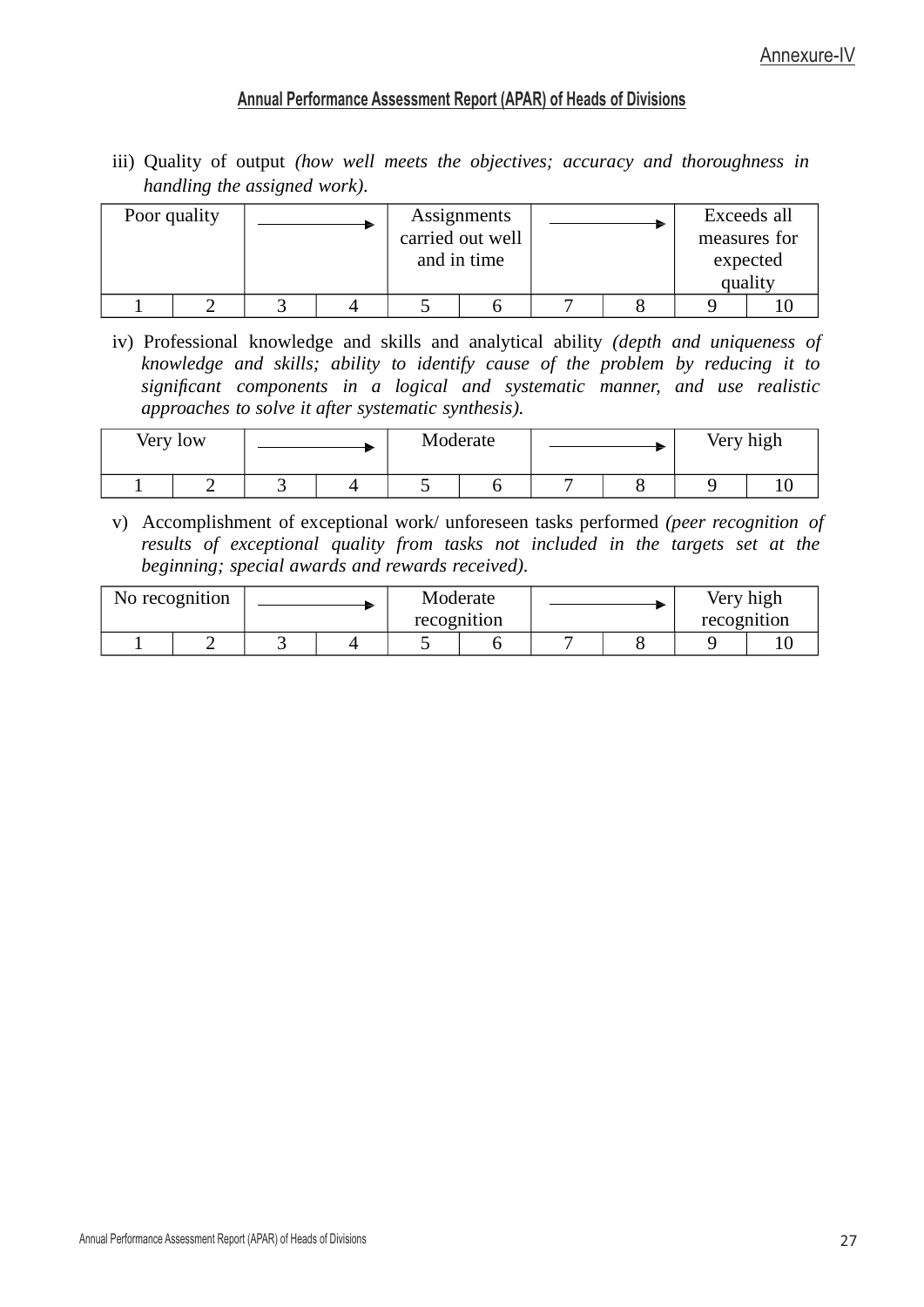Annexure-IV

## Annual Performance Assessment Report (APAR) of Heads of Divisions

iii) Quality of output *(how well meets the objectives; accuracy and thoroughness in handling the assigned work).*

| Poor quality | | → | | Assignments carried out well and in time | | → | | Exceeds all measures for expected quality | |
|---|---|---|---|---|---|---|---|---|---|
| 1 | 2 | 3 | 4 | 5 | 6 | 7 | 8 | 9 | 10 |

iv) Professional knowledge and skills and analytical ability *(depth and uniqueness of knowledge and skills; ability to identify cause of the problem by reducing it to significant components in a logical and systematic manner, and use realistic approaches to solve it after systematic synthesis).*

| Very low | | → | | Moderate | | → | | Very high | |
|---|---|---|---|---|---|---|---|---|---|
| 1 | 2 | 3 | 4 | 5 | 6 | 7 | 8 | 9 | 10 |

v) Accomplishment of exceptional work/ unforeseen tasks performed *(peer recognition of results of exceptional quality from tasks not included in the targets set at the beginning; special awards and rewards received).*

| No recognition | | → | | Moderate recognition | | → | | Very high recognition | |
|---|---|---|---|---|---|---|---|---|---|
| 1 | 2 | 3 | 4 | 5 | 6 | 7 | 8 | 9 | 10 |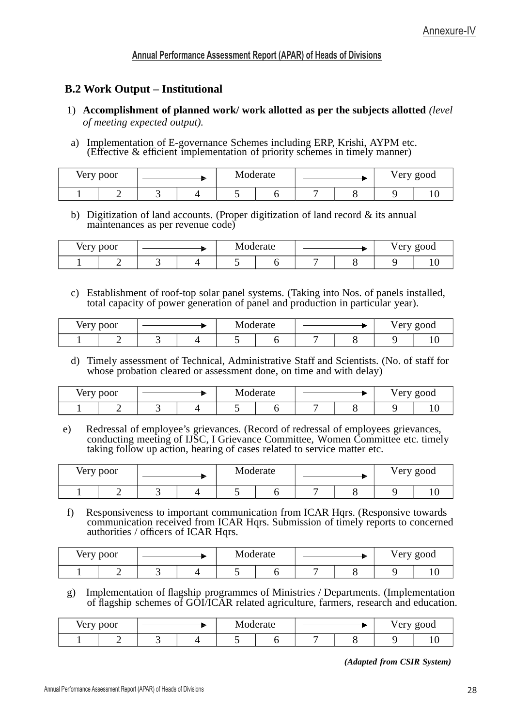Annexure-IV

**Annual Performance Assessment Report (APAR) of Heads of Divisions**

## B.2 Work Output – Institutional

1) **Accomplishment of planned work/ work allotted as per the subjects allotted** *(level of meeting expected output).*

a) Implementation of E-governance Schemes including ERP, Krishi, AYPM etc. (Effective & efficient implementation of priority schemes in timely manner)

| Very poor | | ⟶ | | Moderate | | ⟶ | | Very good | |
|---|---|---|---|---|---|---|---|---|---|
| 1 | 2 | 3 | 4 | 5 | 6 | 7 | 8 | 9 | 10 |

b) Digitization of land accounts. (Proper digitization of land record & its annual maintenances as per revenue code)

| Very poor | | ⟶ | | Moderate | | ⟶ | | Very good | |
|---|---|---|---|---|---|---|---|---|---|
| 1 | 2 | 3 | 4 | 5 | 6 | 7 | 8 | 9 | 10 |

c) Establishment of roof-top solar panel systems. (Taking into Nos. of panels installed, total capacity of power generation of panel and production in particular year).

| Very poor | | ⟶ | | Moderate | | ⟶ | | Very good | |
|---|---|---|---|---|---|---|---|---|---|
| 1 | 2 | 3 | 4 | 5 | 6 | 7 | 8 | 9 | 10 |

d) Timely assessment of Technical, Administrative Staff and Scientists. (No. of staff for whose probation cleared or assessment done, on time and with delay)

| Very poor | | ⟶ | | Moderate | | ⟶ | | Very good | |
|---|---|---|---|---|---|---|---|---|---|
| 1 | 2 | 3 | 4 | 5 | 6 | 7 | 8 | 9 | 10 |

e) Redressal of employee's grievances. (Record of redressal of employees grievances, conducting meeting of IJSC, I Grievance Committee, Women Committee etc. timely taking follow up action, hearing of cases related to service matter etc.

| Very poor | | ⟶ | | Moderate | | ⟶ | | Very good | |
|---|---|---|---|---|---|---|---|---|---|
| 1 | 2 | 3 | 4 | 5 | 6 | 7 | 8 | 9 | 10 |

f) Responsiveness to important communication from ICAR Hqrs. (Responsive towards communication received from ICAR Hqrs. Submission of timely reports to concerned authorities / officers of ICAR Hqrs.

| Very poor | | ⟶ | | Moderate | | ⟶ | | Very good | |
|---|---|---|---|---|---|---|---|---|---|
| 1 | 2 | 3 | 4 | 5 | 6 | 7 | 8 | 9 | 10 |

g) Implementation of flagship programmes of Ministries / Departments. (Implementation of flagship schemes of GOI/ICAR related agriculture, farmers, research and education.

| Very poor | | ⟶ | | Moderate | | ⟶ | | Very good | |
|---|---|---|---|---|---|---|---|---|---|
| 1 | 2 | 3 | 4 | 5 | 6 | 7 | 8 | 9 | 10 |

***(Adapted from CSIR System)***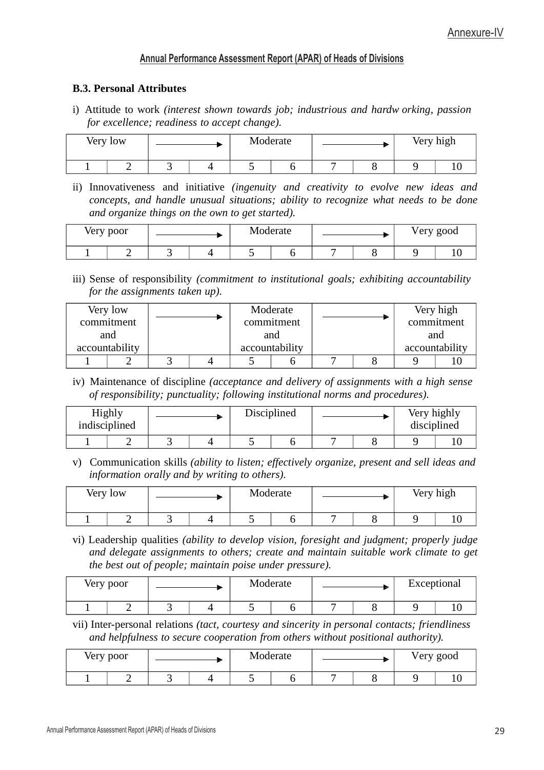Annexure-IV

## Annual Performance Assessment Report (APAR) of Heads of Divisions

### B.3. Personal Attributes

i) Attitude to work *(interest shown towards job; industrious and hardw orking, passion for excellence; readiness to accept change).*

| Very low | | → | | Moderate | | → | | Very high | |
|---|---|---|---|---|---|---|---|---|---|
| 1 | 2 | 3 | 4 | 5 | 6 | 7 | 8 | 9 | 10 |

ii) Innovativeness and initiative *(ingenuity and creativity to evolve new ideas and concepts, and handle unusual situations; ability to recognize what needs to be done and organize things on the own to get started).*

| Very poor | | → | | Moderate | | → | | Very good | |
|---|---|---|---|---|---|---|---|---|---|
| 1 | 2 | 3 | 4 | 5 | 6 | 7 | 8 | 9 | 10 |

iii) Sense of responsibility *(commitment to institutional goals; exhibiting accountability for the assignments taken up).*

| Very low commitment and accountability | | → | | Moderate commitment and accountability | | → | | Very high commitment and accountability | |
|---|---|---|---|---|---|---|---|---|---|
| 1 | 2 | 3 | 4 | 5 | 6 | 7 | 8 | 9 | 10 |

iv) Maintenance of discipline *(acceptance and delivery of assignments with a high sense of responsibility; punctuality; following institutional norms and procedures).*

| Highly indisciplined | | → | | Disciplined | | → | | Very highly disciplined | |
|---|---|---|---|---|---|---|---|---|---|
| 1 | 2 | 3 | 4 | 5 | 6 | 7 | 8 | 9 | 10 |

v) Communication skills *(ability to listen; effectively organize, present and sell ideas and information orally and by writing to others).*

| Very low | | → | | Moderate | | → | | Very high | |
|---|---|---|---|---|---|---|---|---|---|
| 1 | 2 | 3 | 4 | 5 | 6 | 7 | 8 | 9 | 10 |

vi) Leadership qualities *(ability to develop vision, foresight and judgment; properly judge and delegate assignments to others; create and maintain suitable work climate to get the best out of people; maintain poise under pressure).*

| Very poor | | → | | Moderate | | → | | Exceptional | |
|---|---|---|---|---|---|---|---|---|---|
| 1 | 2 | 3 | 4 | 5 | 6 | 7 | 8 | 9 | 10 |

vii) Inter-personal relations *(tact, courtesy and sincerity in personal contacts; friendliness and helpfulness to secure cooperation from others without positional authority).*

| Very poor | | → | | Moderate | | → | | Very good | |
|---|---|---|---|---|---|---|---|---|---|
| 1 | 2 | 3 | 4 | 5 | 6 | 7 | 8 | 9 | 10 |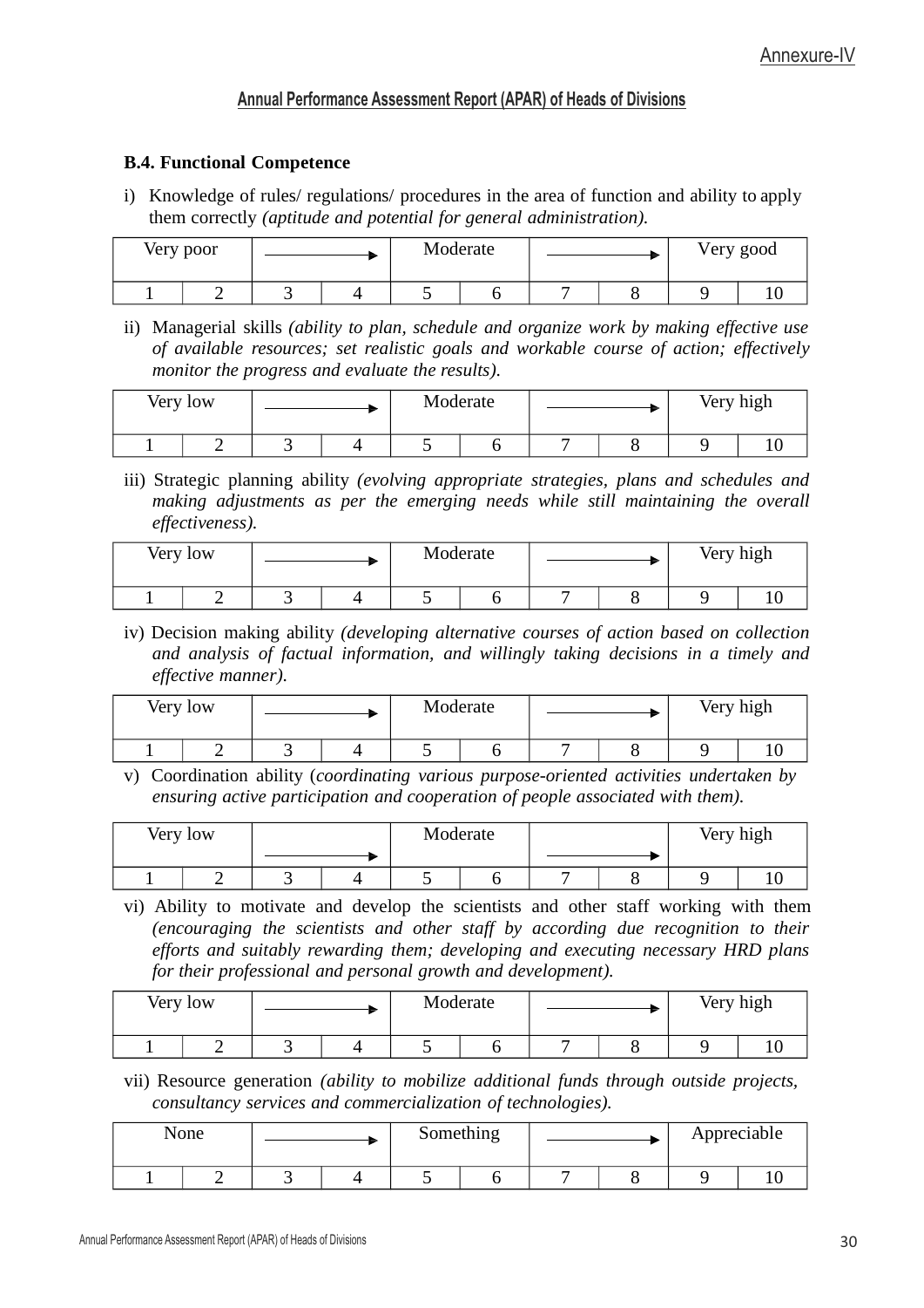Annexure-IV

**Annual Performance Assessment Report (APAR) of Heads of Divisions**

**B.4. Functional Competence**

i) Knowledge of rules/ regulations/ procedures in the area of function and ability to apply them correctly *(aptitude and potential for general administration).*

| Very poor | | ⟶ | | Moderate | | ⟶ | | Very good | |
|---|---|---|---|---|---|---|---|---|---|
| 1 | 2 | 3 | 4 | 5 | 6 | 7 | 8 | 9 | 10 |

ii) Managerial skills *(ability to plan, schedule and organize work by making effective use of available resources; set realistic goals and workable course of action; effectively monitor the progress and evaluate the results).*

| Very low | | ⟶ | | Moderate | | ⟶ | | Very high | |
|---|---|---|---|---|---|---|---|---|---|
| 1 | 2 | 3 | 4 | 5 | 6 | 7 | 8 | 9 | 10 |

iii) Strategic planning ability *(evolving appropriate strategies, plans and schedules and making adjustments as per the emerging needs while still maintaining the overall effectiveness).*

| Very low | | ⟶ | | Moderate | | ⟶ | | Very high | |
|---|---|---|---|---|---|---|---|---|---|
| 1 | 2 | 3 | 4 | 5 | 6 | 7 | 8 | 9 | 10 |

iv) Decision making ability *(developing alternative courses of action based on collection and analysis of factual information, and willingly taking decisions in a timely and effective manner).*

| Very low | | ⟶ | | Moderate | | ⟶ | | Very high | |
|---|---|---|---|---|---|---|---|---|---|
| 1 | 2 | 3 | 4 | 5 | 6 | 7 | 8 | 9 | 10 |

v) Coordination ability (*coordinating various purpose-oriented activities undertaken by ensuring active participation and cooperation of people associated with them).*

| Very low | | ⟶ | | Moderate | | ⟶ | | Very high | |
|---|---|---|---|---|---|---|---|---|---|
| 1 | 2 | 3 | 4 | 5 | 6 | 7 | 8 | 9 | 10 |

vi) Ability to motivate and develop the scientists and other staff working with them *(encouraging the scientists and other staff by according due recognition to their efforts and suitably rewarding them; developing and executing necessary HRD plans for their professional and personal growth and development).*

| Very low | | ⟶ | | Moderate | | ⟶ | | Very high | |
|---|---|---|---|---|---|---|---|---|---|
| 1 | 2 | 3 | 4 | 5 | 6 | 7 | 8 | 9 | 10 |

vii) Resource generation *(ability to mobilize additional funds through outside projects, consultancy services and commercialization of technologies).*

| None | | ⟶ | | Something | | ⟶ | | Appreciable | |
|---|---|---|---|---|---|---|---|---|---|
| 1 | 2 | 3 | 4 | 5 | 6 | 7 | 8 | 9 | 10 |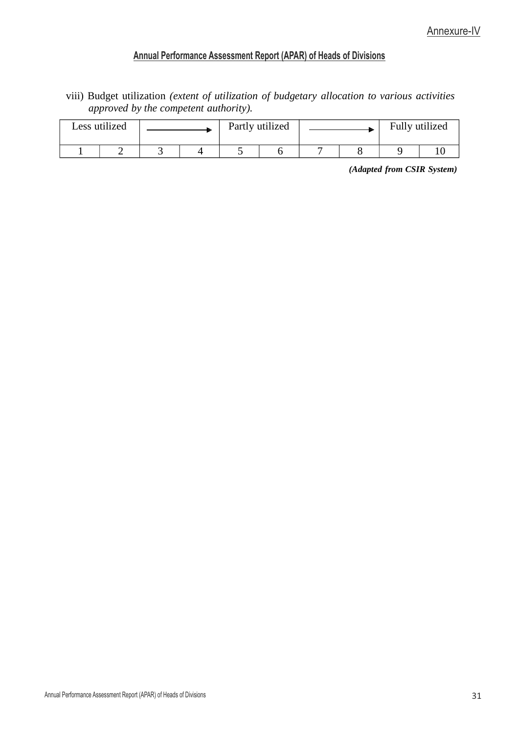Annexure-IV

## Annual Performance Assessment Report (APAR) of Heads of Divisions

viii) Budget utilization *(extent of utilization of budgetary allocation to various activities approved by the competent authority).*

| Less utilized | | ⟶ | | Partly utilized | | ⟶ | | Fully utilized | |
|---|---|---|---|---|---|---|---|---|---|
| 1 | 2 | 3 | 4 | 5 | 6 | 7 | 8 | 9 | 10 |

***(Adapted from CSIR System)***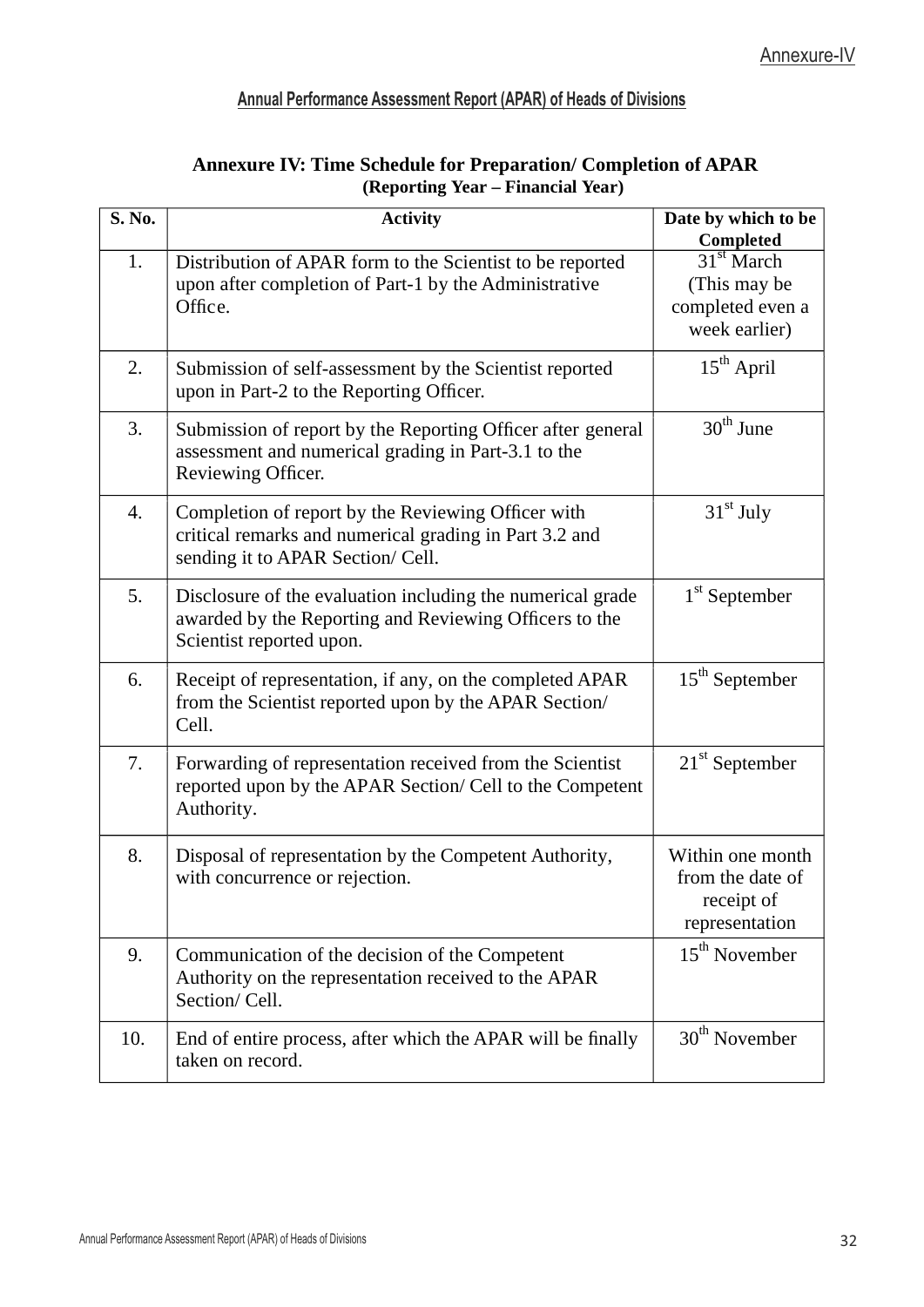Annexure-IV

## Annual Performance Assessment Report (APAR) of Heads of Divisions

### Annexure IV: Time Schedule for Preparation/ Completion of APAR

**(Reporting Year – Financial Year)**

| S. No. | Activity | Date by which to be Completed |
|---|---|---|
| 1. | Distribution of APAR form to the Scientist to be reported upon after completion of Part-1 by the Administrative Office. | 31st March (This may be completed even a week earlier) |
| 2. | Submission of self-assessment by the Scientist reported upon in Part-2 to the Reporting Officer. | 15th April |
| 3. | Submission of report by the Reporting Officer after general assessment and numerical grading in Part-3.1 to the Reviewing Officer. | 30th June |
| 4. | Completion of report by the Reviewing Officer with critical remarks and numerical grading in Part 3.2 and sending it to APAR Section/ Cell. | 31st July |
| 5. | Disclosure of the evaluation including the numerical grade awarded by the Reporting and Reviewing Officers to the Scientist reported upon. | 1st September |
| 6. | Receipt of representation, if any, on the completed APAR from the Scientist reported upon by the APAR Section/ Cell. | 15th September |
| 7. | Forwarding of representation received from the Scientist reported upon by the APAR Section/ Cell to the Competent Authority. | 21st September |
| 8. | Disposal of representation by the Competent Authority, with concurrence or rejection. | Within one month from the date of receipt of representation |
| 9. | Communication of the decision of the Competent Authority on the representation received to the APAR Section/ Cell. | 15th November |
| 10. | End of entire process, after which the APAR will be finally taken on record. | 30th November |